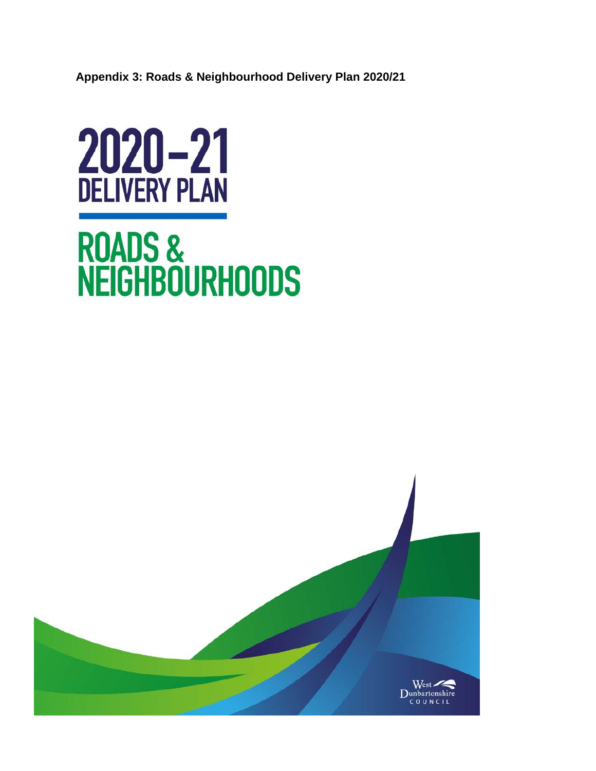**Appendix 3: Roads & Neighbourhood Delivery Plan 2020/21**

# 2020–21
## DELIVERY PLAN

# ROADS & NEIGHBOURHOODS

West Dunbartonshire COUNCIL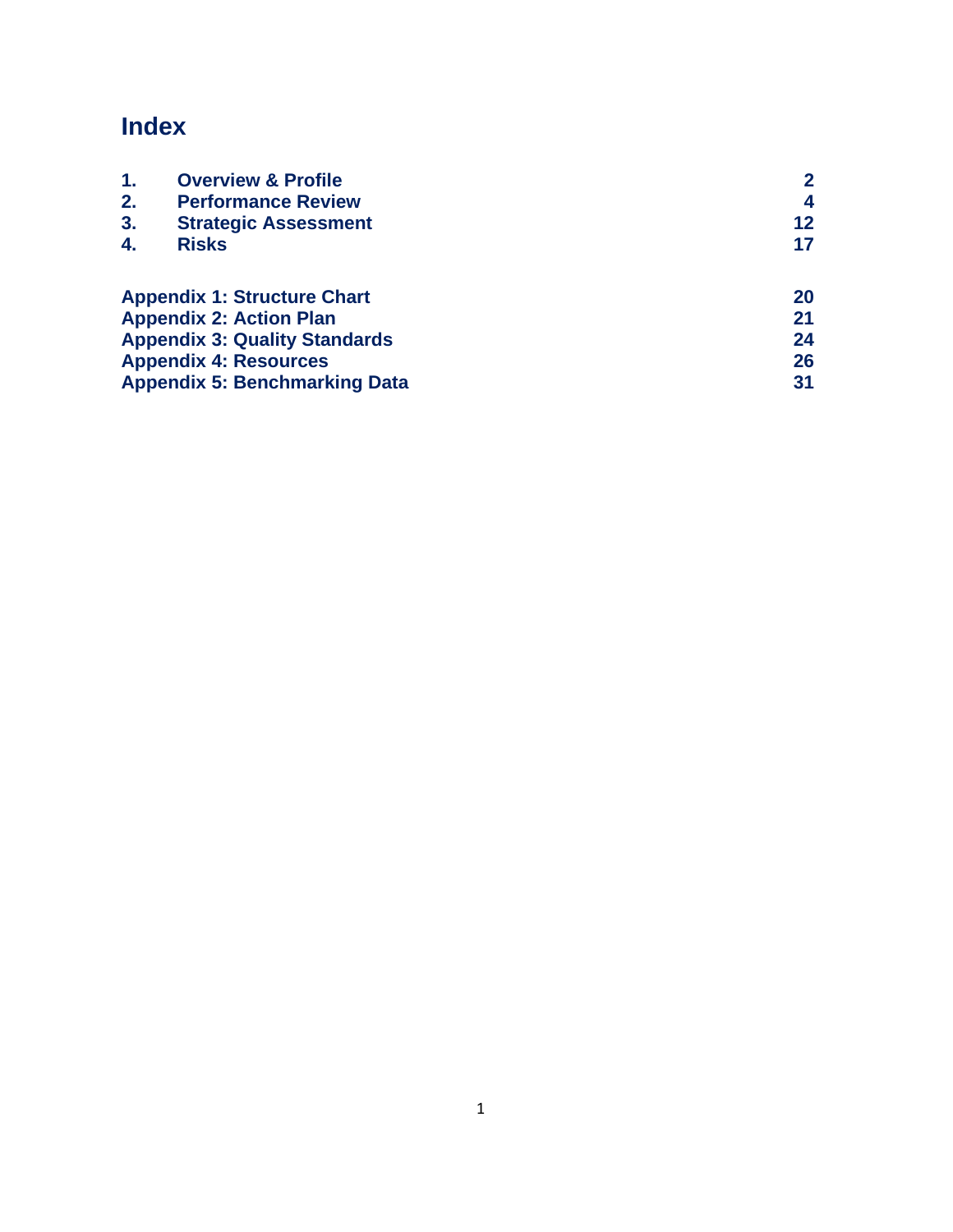# Index

| | | |
|---|---|---|
| **1.** | **Overview & Profile** | **2** |
| **2.** | **Performance Review** | **4** |
| **3.** | **Strategic Assessment** | **12** |
| **4.** | **Risks** | **17** |

| | |
|---|---|
| **Appendix 1: Structure Chart** | **20** |
| **Appendix 2: Action Plan** | **21** |
| **Appendix 3: Quality Standards** | **24** |
| **Appendix 4: Resources** | **26** |
| **Appendix 5: Benchmarking Data** | **31** |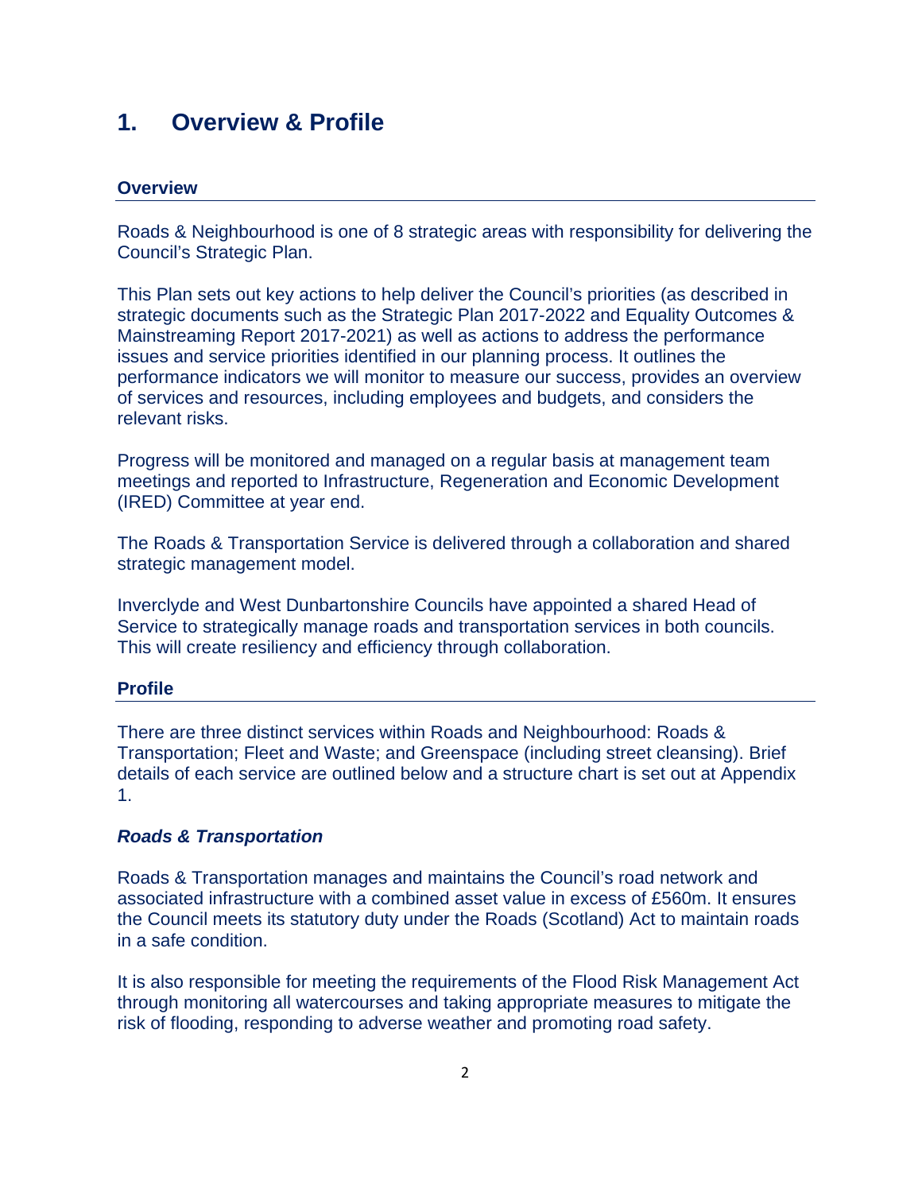# 1. Overview & Profile

## Overview

Roads & Neighbourhood is one of 8 strategic areas with responsibility for delivering the Council's Strategic Plan.

This Plan sets out key actions to help deliver the Council's priorities (as described in strategic documents such as the Strategic Plan 2017-2022 and Equality Outcomes & Mainstreaming Report 2017-2021) as well as actions to address the performance issues and service priorities identified in our planning process. It outlines the performance indicators we will monitor to measure our success, provides an overview of services and resources, including employees and budgets, and considers the relevant risks.

Progress will be monitored and managed on a regular basis at management team meetings and reported to Infrastructure, Regeneration and Economic Development (IRED) Committee at year end.

The Roads & Transportation Service is delivered through a collaboration and shared strategic management model.

Inverclyde and West Dunbartonshire Councils have appointed a shared Head of Service to strategically manage roads and transportation services in both councils. This will create resiliency and efficiency through collaboration.

## Profile

There are three distinct services within Roads and Neighbourhood: Roads & Transportation; Fleet and Waste; and Greenspace (including street cleansing). Brief details of each service are outlined below and a structure chart is set out at Appendix 1.

### *Roads & Transportation*

Roads & Transportation manages and maintains the Council's road network and associated infrastructure with a combined asset value in excess of £560m. It ensures the Council meets its statutory duty under the Roads (Scotland) Act to maintain roads in a safe condition.

It is also responsible for meeting the requirements of the Flood Risk Management Act through monitoring all watercourses and taking appropriate measures to mitigate the risk of flooding, responding to adverse weather and promoting road safety.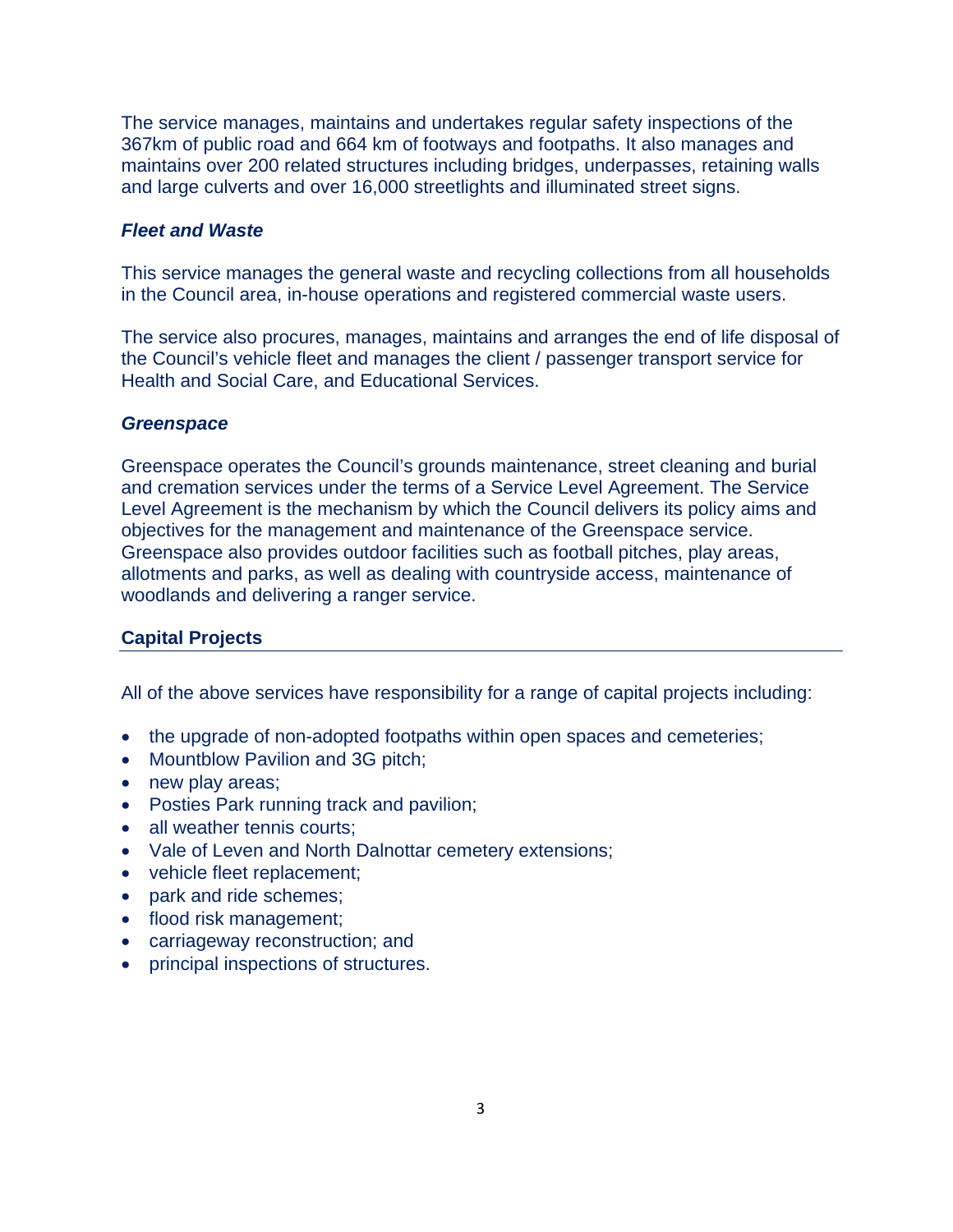The service manages, maintains and undertakes regular safety inspections of the 367km of public road and 664 km of footways and footpaths. It also manages and maintains over 200 related structures including bridges, underpasses, retaining walls and large culverts and over 16,000 streetlights and illuminated street signs.

### *Fleet and Waste*

This service manages the general waste and recycling collections from all households in the Council area, in-house operations and registered commercial waste users.

The service also procures, manages, maintains and arranges the end of life disposal of the Council's vehicle fleet and manages the client / passenger transport service for Health and Social Care, and Educational Services.

### *Greenspace*

Greenspace operates the Council's grounds maintenance, street cleaning and burial and cremation services under the terms of a Service Level Agreement. The Service Level Agreement is the mechanism by which the Council delivers its policy aims and objectives for the management and maintenance of the Greenspace service. Greenspace also provides outdoor facilities such as football pitches, play areas, allotments and parks, as well as dealing with countryside access, maintenance of woodlands and delivering a ranger service.

## Capital Projects

All of the above services have responsibility for a range of capital projects including:

- the upgrade of non-adopted footpaths within open spaces and cemeteries;
- Mountblow Pavilion and 3G pitch;
- new play areas;
- Posties Park running track and pavilion;
- all weather tennis courts;
- Vale of Leven and North Dalnottar cemetery extensions;
- vehicle fleet replacement;
- park and ride schemes;
- flood risk management;
- carriageway reconstruction; and
- principal inspections of structures.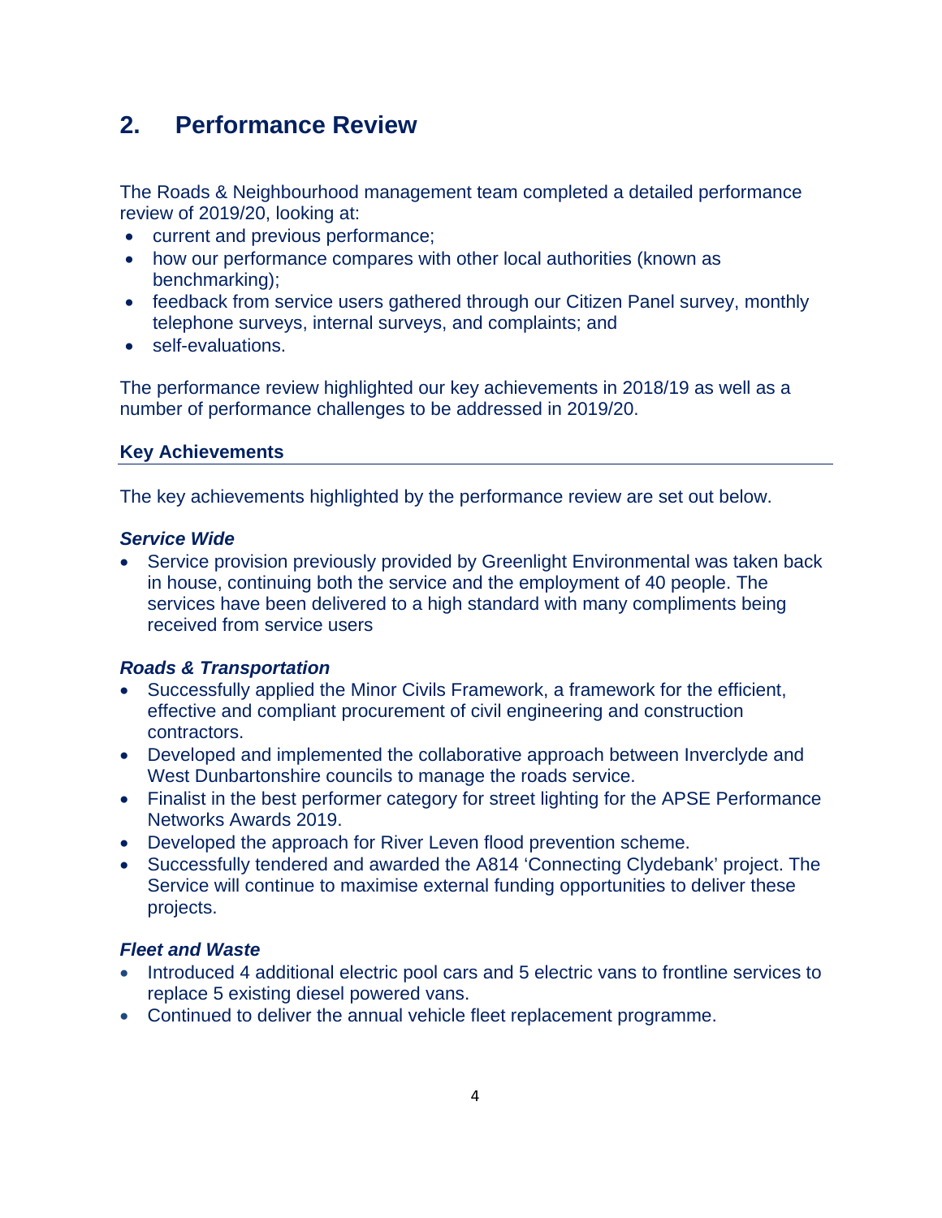# 2. Performance Review

The Roads & Neighbourhood management team completed a detailed performance review of 2019/20, looking at:

- current and previous performance;
- how our performance compares with other local authorities (known as benchmarking);
- feedback from service users gathered through our Citizen Panel survey, monthly telephone surveys, internal surveys, and complaints; and
- self-evaluations.

The performance review highlighted our key achievements in 2018/19 as well as a number of performance challenges to be addressed in 2019/20.

## Key Achievements

The key achievements highlighted by the performance review are set out below.

***Service Wide***

- Service provision previously provided by Greenlight Environmental was taken back in house, continuing both the service and the employment of 40 people. The services have been delivered to a high standard with many compliments being received from service users

***Roads & Transportation***

- Successfully applied the Minor Civils Framework, a framework for the efficient, effective and compliant procurement of civil engineering and construction contractors.
- Developed and implemented the collaborative approach between Inverclyde and West Dunbartonshire councils to manage the roads service.
- Finalist in the best performer category for street lighting for the APSE Performance Networks Awards 2019.
- Developed the approach for River Leven flood prevention scheme.
- Successfully tendered and awarded the A814 'Connecting Clydebank' project. The Service will continue to maximise external funding opportunities to deliver these projects.

***Fleet and Waste***

- Introduced 4 additional electric pool cars and 5 electric vans to frontline services to replace 5 existing diesel powered vans.
- Continued to deliver the annual vehicle fleet replacement programme.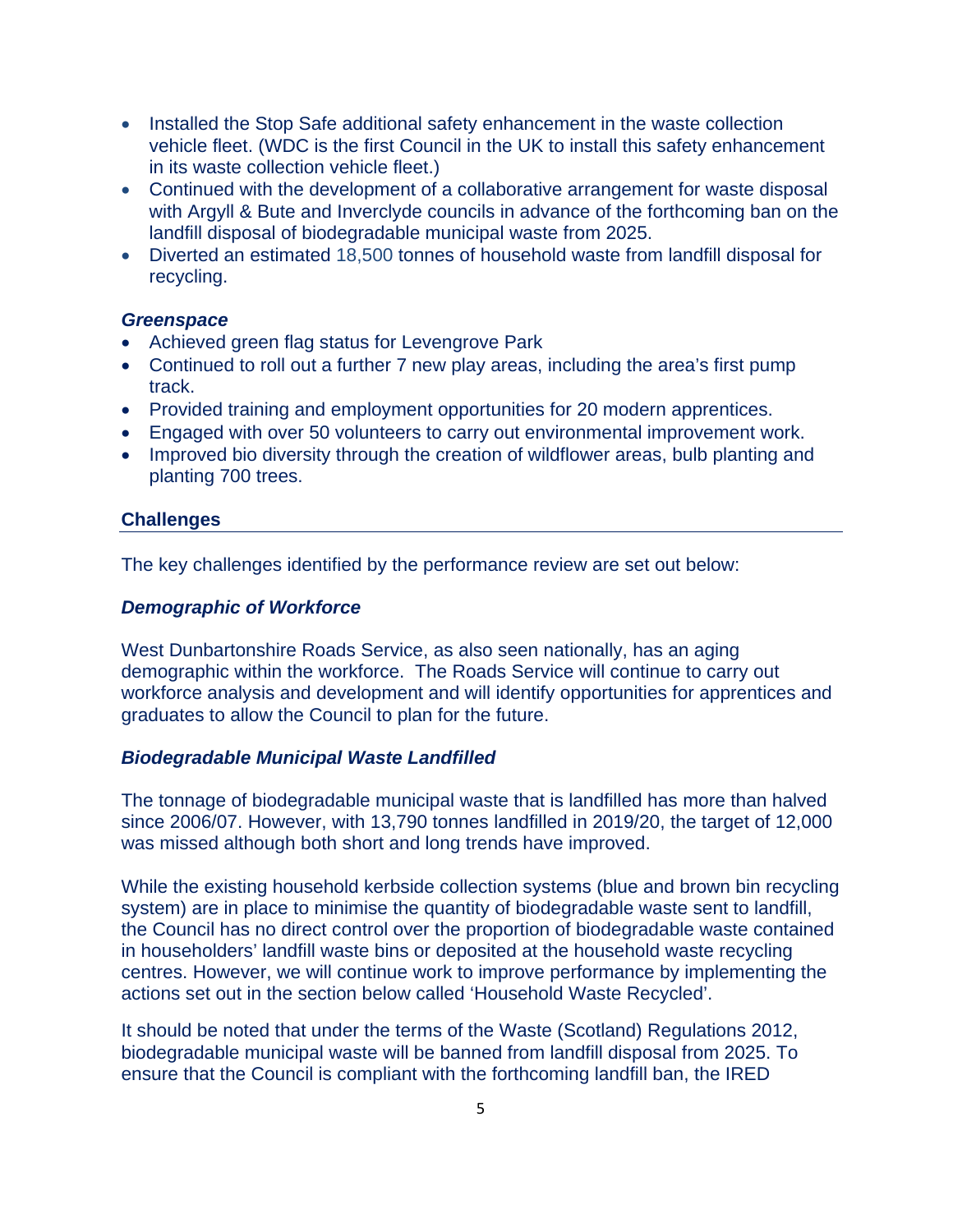- Installed the Stop Safe additional safety enhancement in the waste collection vehicle fleet. (WDC is the first Council in the UK to install this safety enhancement in its waste collection vehicle fleet.)
- Continued with the development of a collaborative arrangement for waste disposal with Argyll & Bute and Inverclyde councils in advance of the forthcoming ban on the landfill disposal of biodegradable municipal waste from 2025.
- Diverted an estimated 18,500 tonnes of household waste from landfill disposal for recycling.

***Greenspace***

- Achieved green flag status for Levengrove Park
- Continued to roll out a further 7 new play areas, including the area's first pump track.
- Provided training and employment opportunities for 20 modern apprentices.
- Engaged with over 50 volunteers to carry out environmental improvement work.
- Improved bio diversity through the creation of wildflower areas, bulb planting and planting 700 trees.

## Challenges

The key challenges identified by the performance review are set out below:

***Demographic of Workforce***

West Dunbartonshire Roads Service, as also seen nationally, has an aging demographic within the workforce. The Roads Service will continue to carry out workforce analysis and development and will identify opportunities for apprentices and graduates to allow the Council to plan for the future.

***Biodegradable Municipal Waste Landfilled***

The tonnage of biodegradable municipal waste that is landfilled has more than halved since 2006/07. However, with 13,790 tonnes landfilled in 2019/20, the target of 12,000 was missed although both short and long trends have improved.

While the existing household kerbside collection systems (blue and brown bin recycling system) are in place to minimise the quantity of biodegradable waste sent to landfill, the Council has no direct control over the proportion of biodegradable waste contained in householders' landfill waste bins or deposited at the household waste recycling centres. However, we will continue work to improve performance by implementing the actions set out in the section below called 'Household Waste Recycled'.

It should be noted that under the terms of the Waste (Scotland) Regulations 2012, biodegradable municipal waste will be banned from landfill disposal from 2025. To ensure that the Council is compliant with the forthcoming landfill ban, the IRED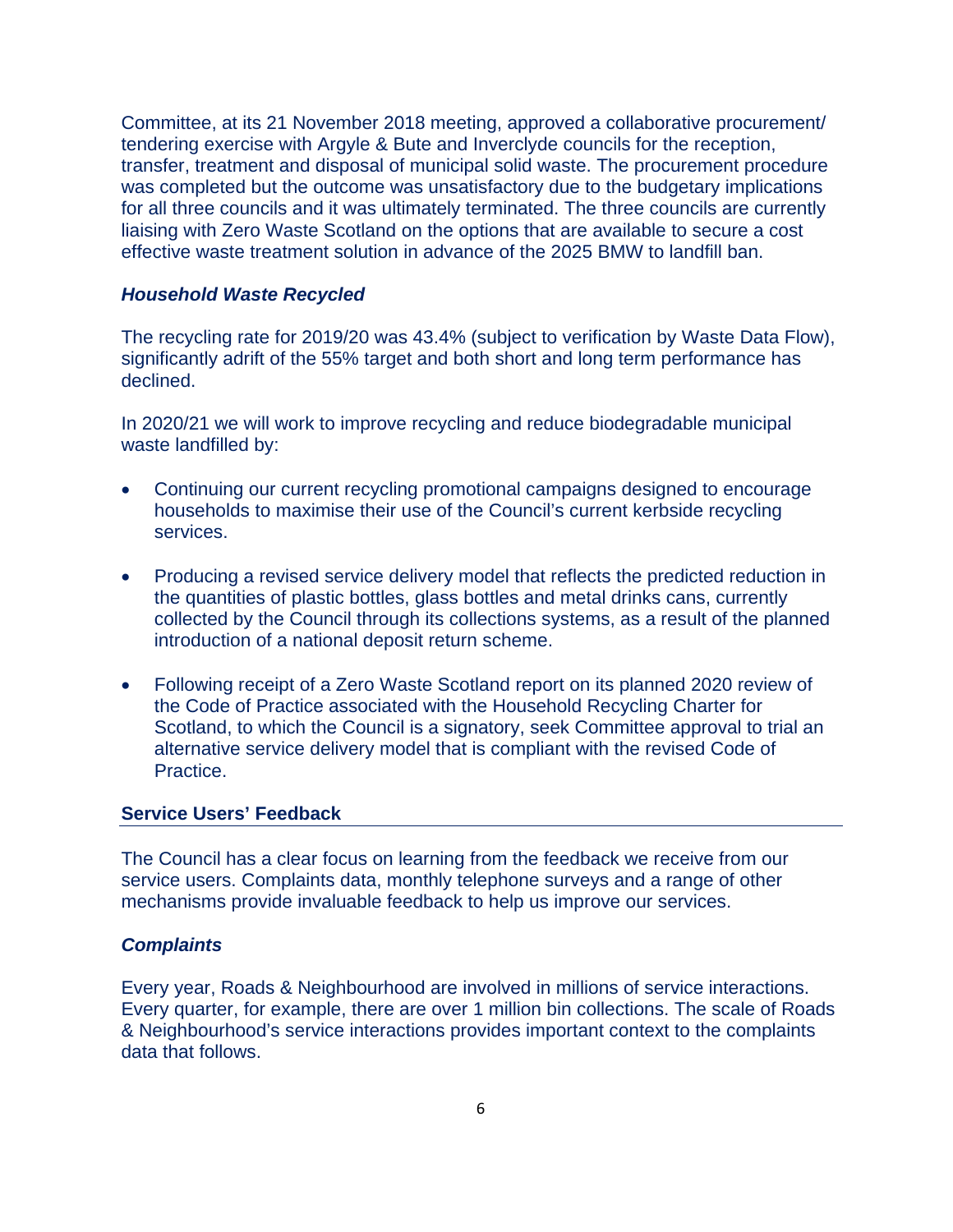Committee, at its 21 November 2018 meeting, approved a collaborative procurement/ tendering exercise with Argyle & Bute and Inverclyde councils for the reception, transfer, treatment and disposal of municipal solid waste. The procurement procedure was completed but the outcome was unsatisfactory due to the budgetary implications for all three councils and it was ultimately terminated. The three councils are currently liaising with Zero Waste Scotland on the options that are available to secure a cost effective waste treatment solution in advance of the 2025 BMW to landfill ban.

### *Household Waste Recycled*

The recycling rate for 2019/20 was 43.4% (subject to verification by Waste Data Flow), significantly adrift of the 55% target and both short and long term performance has declined.

In 2020/21 we will work to improve recycling and reduce biodegradable municipal waste landfilled by:

- Continuing our current recycling promotional campaigns designed to encourage households to maximise their use of the Council's current kerbside recycling services.
- Producing a revised service delivery model that reflects the predicted reduction in the quantities of plastic bottles, glass bottles and metal drinks cans, currently collected by the Council through its collections systems, as a result of the planned introduction of a national deposit return scheme.
- Following receipt of a Zero Waste Scotland report on its planned 2020 review of the Code of Practice associated with the Household Recycling Charter for Scotland, to which the Council is a signatory, seek Committee approval to trial an alternative service delivery model that is compliant with the revised Code of Practice.

## Service Users' Feedback

The Council has a clear focus on learning from the feedback we receive from our service users. Complaints data, monthly telephone surveys and a range of other mechanisms provide invaluable feedback to help us improve our services.

### *Complaints*

Every year, Roads & Neighbourhood are involved in millions of service interactions. Every quarter, for example, there are over 1 million bin collections. The scale of Roads & Neighbourhood's service interactions provides important context to the complaints data that follows.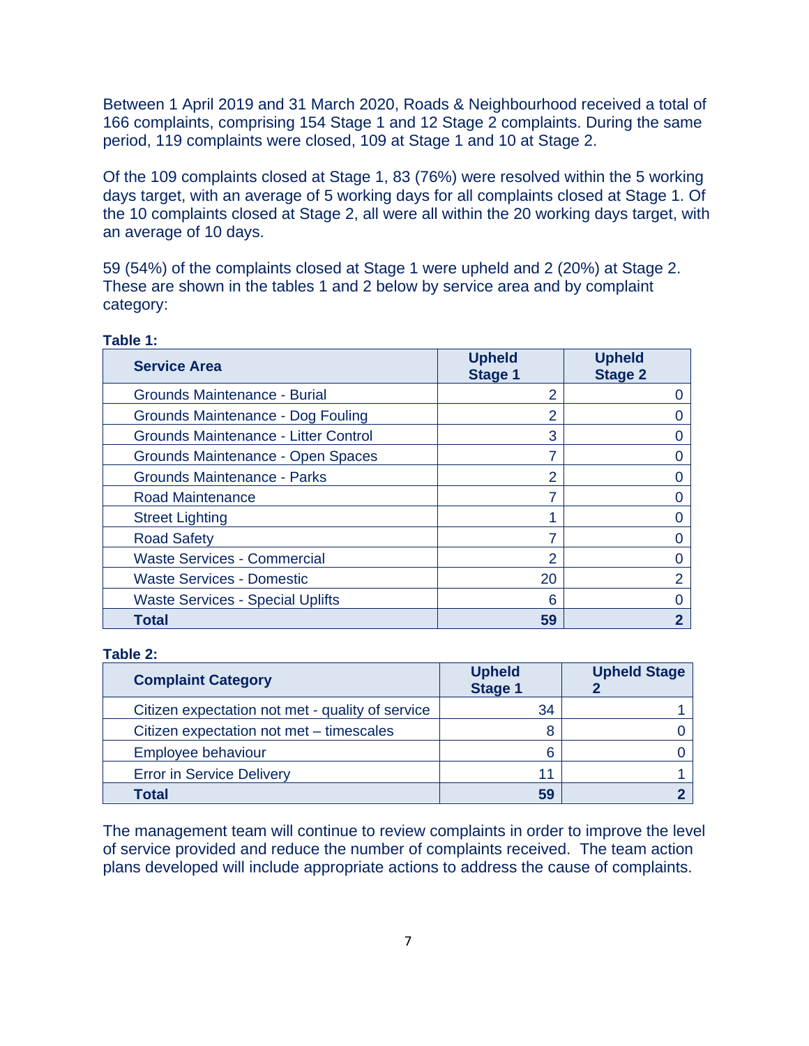Between 1 April 2019 and 31 March 2020, Roads & Neighbourhood received a total of 166 complaints, comprising 154 Stage 1 and 12 Stage 2 complaints. During the same period, 119 complaints were closed, 109 at Stage 1 and 10 at Stage 2.

Of the 109 complaints closed at Stage 1, 83 (76%) were resolved within the 5 working days target, with an average of 5 working days for all complaints closed at Stage 1. Of the 10 complaints closed at Stage 2, all were all within the 20 working days target, with an average of 10 days.

59 (54%) of the complaints closed at Stage 1 were upheld and 2 (20%) at Stage 2. These are shown in the tables 1 and 2 below by service area and by complaint category:

**Table 1:**

| Service Area | Upheld Stage 1 | Upheld Stage 2 |
|---|---|---|
| Grounds Maintenance - Burial | 2 | 0 |
| Grounds Maintenance - Dog Fouling | 2 | 0 |
| Grounds Maintenance - Litter Control | 3 | 0 |
| Grounds Maintenance - Open Spaces | 7 | 0 |
| Grounds Maintenance - Parks | 2 | 0 |
| Road Maintenance | 7 | 0 |
| Street Lighting | 1 | 0 |
| Road Safety | 7 | 0 |
| Waste Services - Commercial | 2 | 0 |
| Waste Services - Domestic | 20 | 2 |
| Waste Services - Special Uplifts | 6 | 0 |
| **Total** | **59** | **2** |

**Table 2:**

| Complaint Category | Upheld Stage 1 | Upheld Stage 2 |
|---|---|---|
| Citizen expectation not met - quality of service | 34 | 1 |
| Citizen expectation not met – timescales | 8 | 0 |
| Employee behaviour | 6 | 0 |
| Error in Service Delivery | 11 | 1 |
| **Total** | **59** | **2** |

The management team will continue to review complaints in order to improve the level of service provided and reduce the number of complaints received. The team action plans developed will include appropriate actions to address the cause of complaints.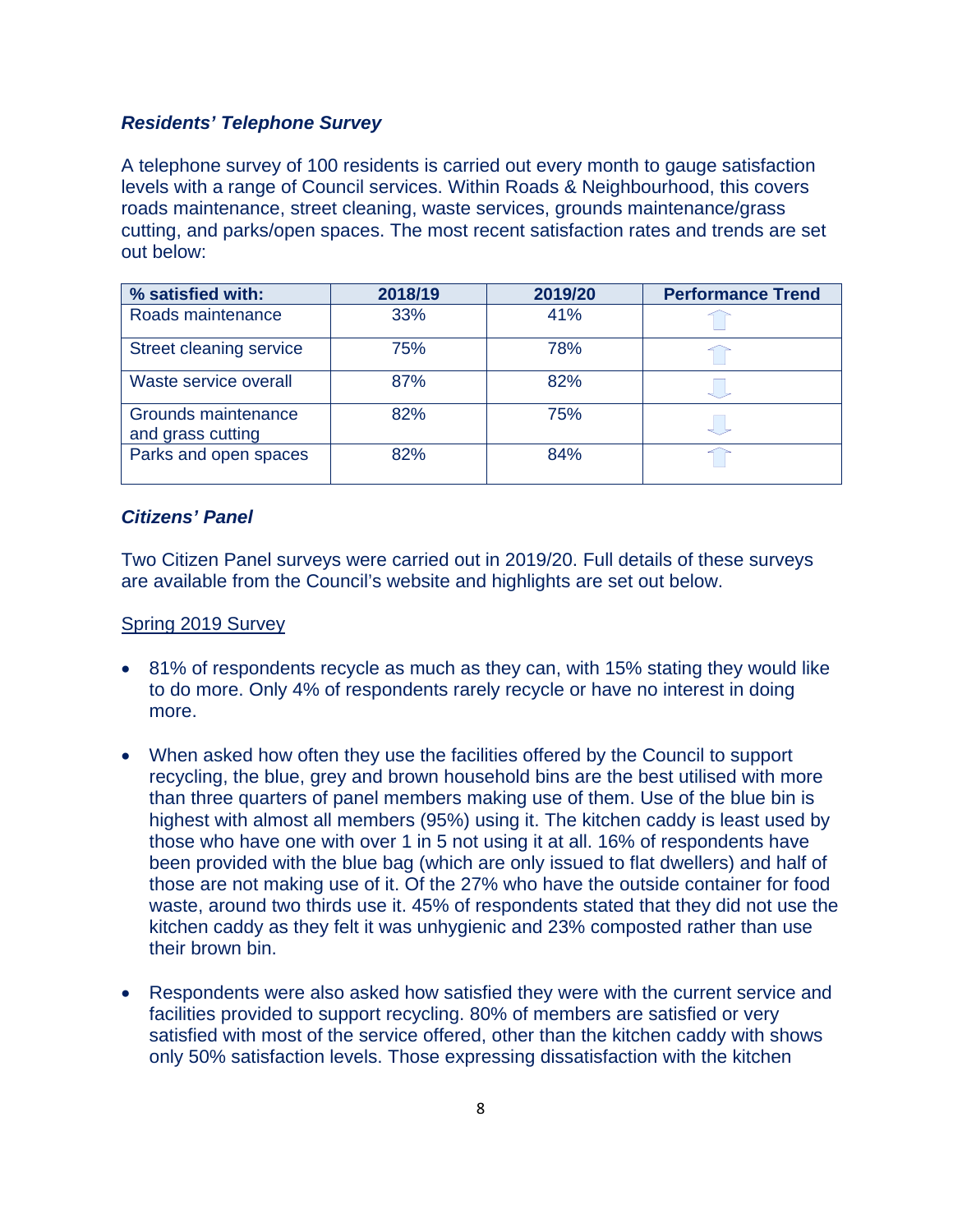### *Residents' Telephone Survey*

A telephone survey of 100 residents is carried out every month to gauge satisfaction levels with a range of Council services. Within Roads & Neighbourhood, this covers roads maintenance, street cleaning, waste services, grounds maintenance/grass cutting, and parks/open spaces. The most recent satisfaction rates and trends are set out below:

| % satisfied with: | 2018/19 | 2019/20 | Performance Trend |
|---|---|---|---|
| Roads maintenance | 33% | 41% | ↑ |
| Street cleaning service | 75% | 78% | ↑ |
| Waste service overall | 87% | 82% | ↓ |
| Grounds maintenance and grass cutting | 82% | 75% | ↓ |
| Parks and open spaces | 82% | 84% | ↑ |

### *Citizens' Panel*

Two Citizen Panel surveys were carried out in 2019/20. Full details of these surveys are available from the Council's website and highlights are set out below.

Spring 2019 Survey

- 81% of respondents recycle as much as they can, with 15% stating they would like to do more. Only 4% of respondents rarely recycle or have no interest in doing more.

- When asked how often they use the facilities offered by the Council to support recycling, the blue, grey and brown household bins are the best utilised with more than three quarters of panel members making use of them. Use of the blue bin is highest with almost all members (95%) using it. The kitchen caddy is least used by those who have one with over 1 in 5 not using it at all. 16% of respondents have been provided with the blue bag (which are only issued to flat dwellers) and half of those are not making use of it. Of the 27% who have the outside container for food waste, around two thirds use it. 45% of respondents stated that they did not use the kitchen caddy as they felt it was unhygienic and 23% composted rather than use their brown bin.

- Respondents were also asked how satisfied they were with the current service and facilities provided to support recycling. 80% of members are satisfied or very satisfied with most of the service offered, other than the kitchen caddy with shows only 50% satisfaction levels. Those expressing dissatisfaction with the kitchen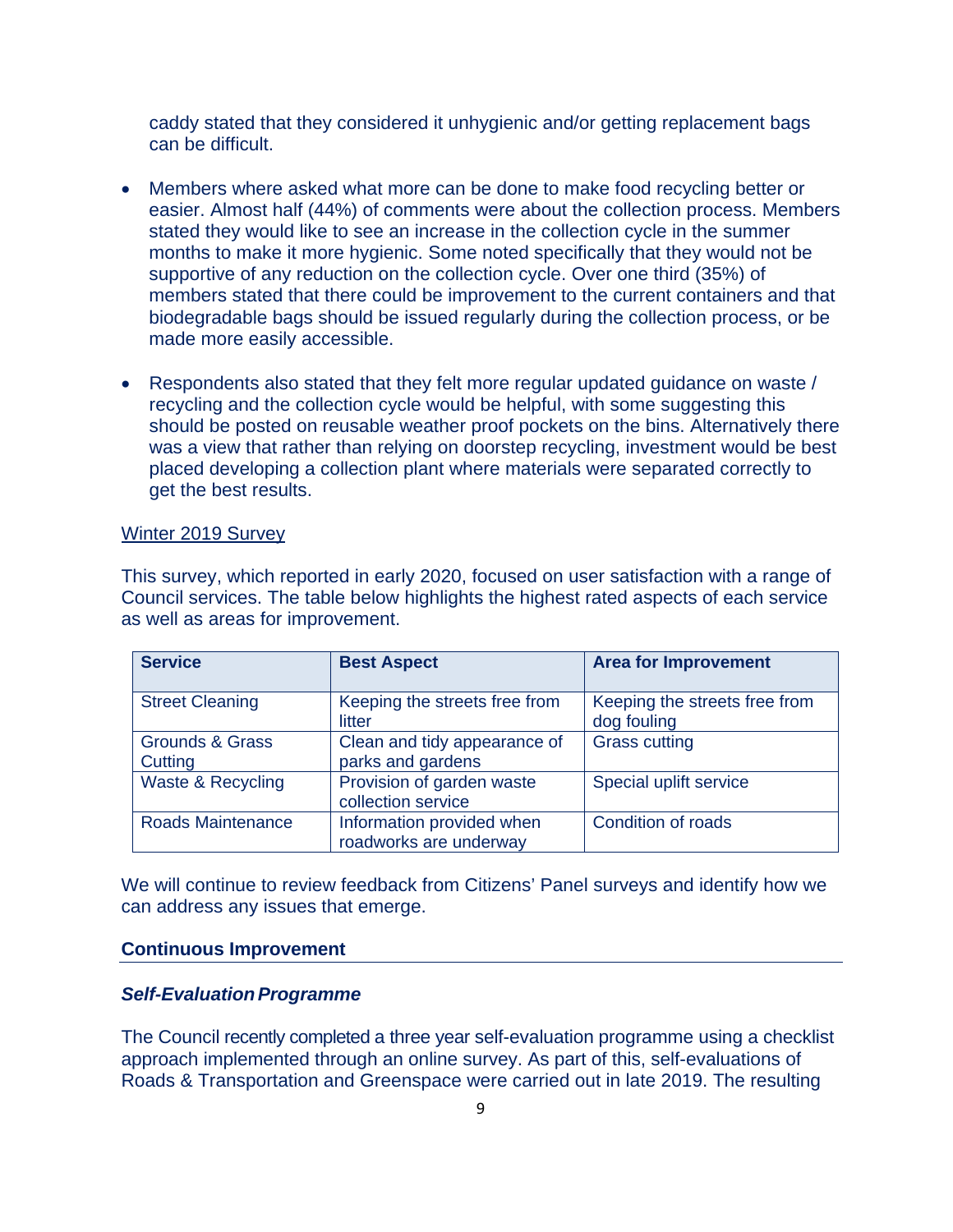caddy stated that they considered it unhygienic and/or getting replacement bags can be difficult.

- Members where asked what more can be done to make food recycling better or easier. Almost half (44%) of comments were about the collection process. Members stated they would like to see an increase in the collection cycle in the summer months to make it more hygienic. Some noted specifically that they would not be supportive of any reduction on the collection cycle. Over one third (35%) of members stated that there could be improvement to the current containers and that biodegradable bags should be issued regularly during the collection process, or be made more easily accessible.

- Respondents also stated that they felt more regular updated guidance on waste / recycling and the collection cycle would be helpful, with some suggesting this should be posted on reusable weather proof pockets on the bins. Alternatively there was a view that rather than relying on doorstep recycling, investment would be best placed developing a collection plant where materials were separated correctly to get the best results.

Winter 2019 Survey

This survey, which reported in early 2020, focused on user satisfaction with a range of Council services. The table below highlights the highest rated aspects of each service as well as areas for improvement.

| Service | Best Aspect | Area for Improvement |
| --- | --- | --- |
| Street Cleaning | Keeping the streets free from litter | Keeping the streets free from dog fouling |
| Grounds & Grass Cutting | Clean and tidy appearance of parks and gardens | Grass cutting |
| Waste & Recycling | Provision of garden waste collection service | Special uplift service |
| Roads Maintenance | Information provided when roadworks are underway | Condition of roads |

We will continue to review feedback from Citizens' Panel surveys and identify how we can address any issues that emerge.

## Continuous Improvement

### *Self-Evaluation Programme*

The Council recently completed a three year self-evaluation programme using a checklist approach implemented through an online survey. As part of this, self-evaluations of Roads & Transportation and Greenspace were carried out in late 2019. The resulting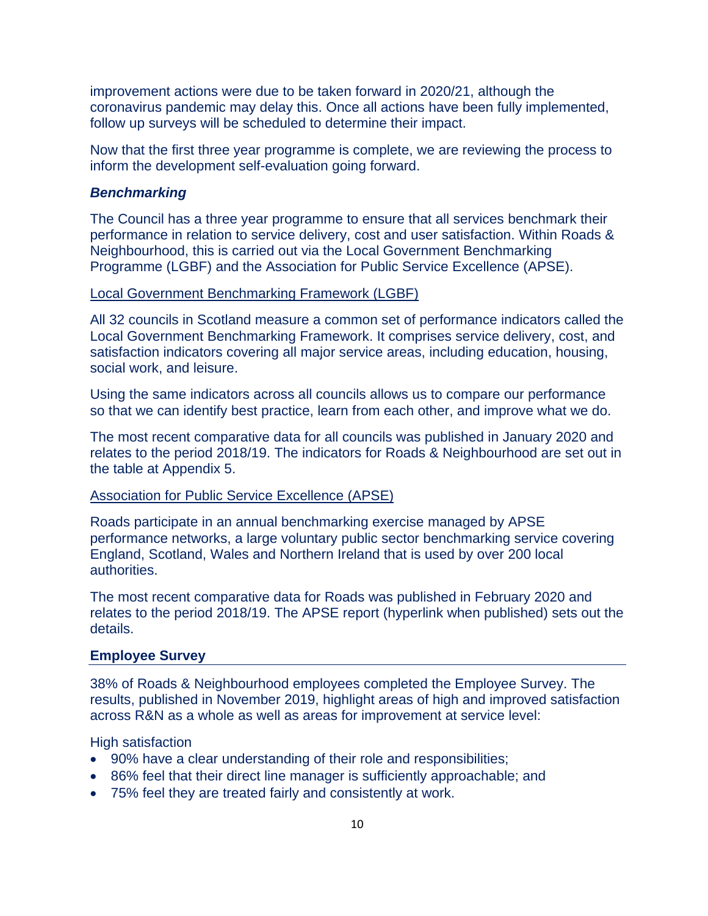improvement actions were due to be taken forward in 2020/21, although the coronavirus pandemic may delay this. Once all actions have been fully implemented, follow up surveys will be scheduled to determine their impact.

Now that the first three year programme is complete, we are reviewing the process to inform the development self-evaluation going forward.

### *Benchmarking*

The Council has a three year programme to ensure that all services benchmark their performance in relation to service delivery, cost and user satisfaction. Within Roads & Neighbourhood, this is carried out via the Local Government Benchmarking Programme (LGBF) and the Association for Public Service Excellence (APSE).

#### Local Government Benchmarking Framework (LGBF)

All 32 councils in Scotland measure a common set of performance indicators called the Local Government Benchmarking Framework. It comprises service delivery, cost, and satisfaction indicators covering all major service areas, including education, housing, social work, and leisure.

Using the same indicators across all councils allows us to compare our performance so that we can identify best practice, learn from each other, and improve what we do.

The most recent comparative data for all councils was published in January 2020 and relates to the period 2018/19. The indicators for Roads & Neighbourhood are set out in the table at Appendix 5.

#### Association for Public Service Excellence (APSE)

Roads participate in an annual benchmarking exercise managed by APSE performance networks, a large voluntary public sector benchmarking service covering England, Scotland, Wales and Northern Ireland that is used by over 200 local authorities.

The most recent comparative data for Roads was published in February 2020 and relates to the period 2018/19. The APSE report (hyperlink when published) sets out the details.

## **Employee Survey**

38% of Roads & Neighbourhood employees completed the Employee Survey. The results, published in November 2019, highlight areas of high and improved satisfaction across R&N as a whole as well as areas for improvement at service level:

High satisfaction

- 90% have a clear understanding of their role and responsibilities;
- 86% feel that their direct line manager is sufficiently approachable; and
- 75% feel they are treated fairly and consistently at work.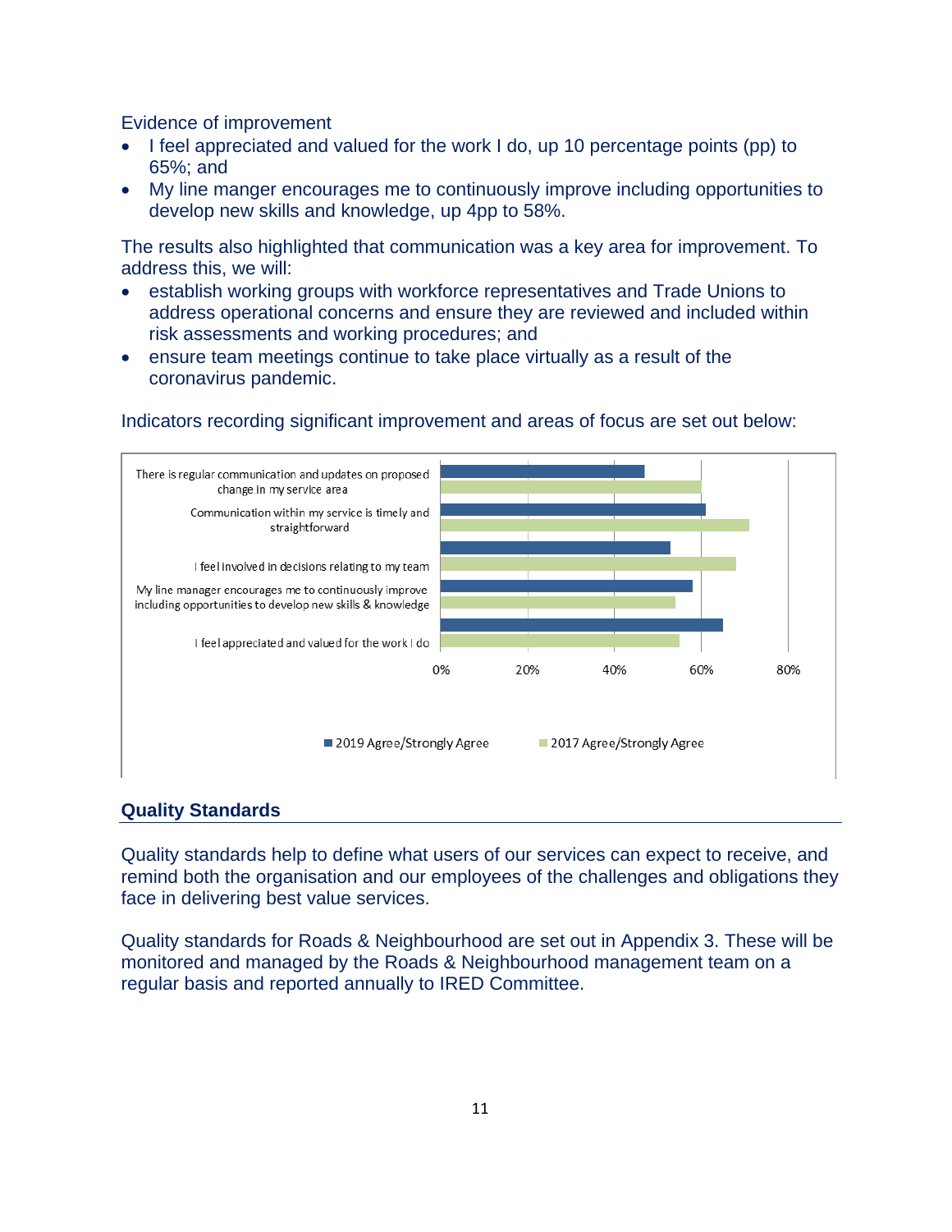Evidence of improvement

- I feel appreciated and valued for the work I do, up 10 percentage points (pp) to 65%; and
- My line manger encourages me to continuously improve including opportunities to develop new skills and knowledge, up 4pp to 58%.

The results also highlighted that communication was a key area for improvement. To address this, we will:

- establish working groups with workforce representatives and Trade Unions to address operational concerns and ensure they are reviewed and included within risk assessments and working procedures; and
- ensure team meetings continue to take place virtually as a result of the coronavirus pandemic.

Indicators recording significant improvement and areas of focus are set out below:

| Indicator | 2019 Agree/Strongly Agree | 2017 Agree/Strongly Agree |
|---|---|---|
| There is regular communication and updates on proposed change in my service area | 47% | 60% |
| Communication within my service is timely and straightforward | 61% | 71% |
| I feel involved in decisions relating to my team | 53% | 68% |
| My line manager encourages me to continuously improve including opportunities to develop new skills & knowledge | 58% | 54% |
| I feel appreciated and valued for the work I do | 65% | 55% |

## Quality Standards

Quality standards help to define what users of our services can expect to receive, and remind both the organisation and our employees of the challenges and obligations they face in delivering best value services.

Quality standards for Roads & Neighbourhood are set out in Appendix 3. These will be monitored and managed by the Roads & Neighbourhood management team on a regular basis and reported annually to IRED Committee.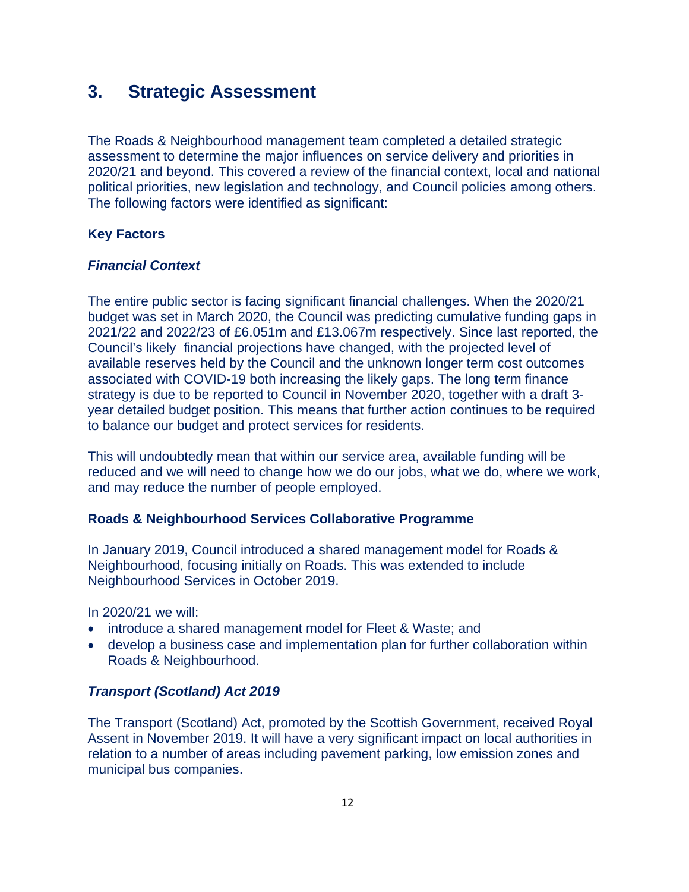# 3. Strategic Assessment

The Roads & Neighbourhood management team completed a detailed strategic assessment to determine the major influences on service delivery and priorities in 2020/21 and beyond. This covered a review of the financial context, local and national political priorities, new legislation and technology, and Council policies among others. The following factors were identified as significant:

## Key Factors

### *Financial Context*

The entire public sector is facing significant financial challenges. When the 2020/21 budget was set in March 2020, the Council was predicting cumulative funding gaps in 2021/22 and 2022/23 of £6.051m and £13.067m respectively. Since last reported, the Council's likely financial projections have changed, with the projected level of available reserves held by the Council and the unknown longer term cost outcomes associated with COVID-19 both increasing the likely gaps. The long term finance strategy is due to be reported to Council in November 2020, together with a draft 3-year detailed budget position. This means that further action continues to be required to balance our budget and protect services for residents.

This will undoubtedly mean that within our service area, available funding will be reduced and we will need to change how we do our jobs, what we do, where we work, and may reduce the number of people employed.

### Roads & Neighbourhood Services Collaborative Programme

In January 2019, Council introduced a shared management model for Roads & Neighbourhood, focusing initially on Roads. This was extended to include Neighbourhood Services in October 2019.

In 2020/21 we will:

- introduce a shared management model for Fleet & Waste; and
- develop a business case and implementation plan for further collaboration within Roads & Neighbourhood.

### *Transport (Scotland) Act 2019*

The Transport (Scotland) Act, promoted by the Scottish Government, received Royal Assent in November 2019. It will have a very significant impact on local authorities in relation to a number of areas including pavement parking, low emission zones and municipal bus companies.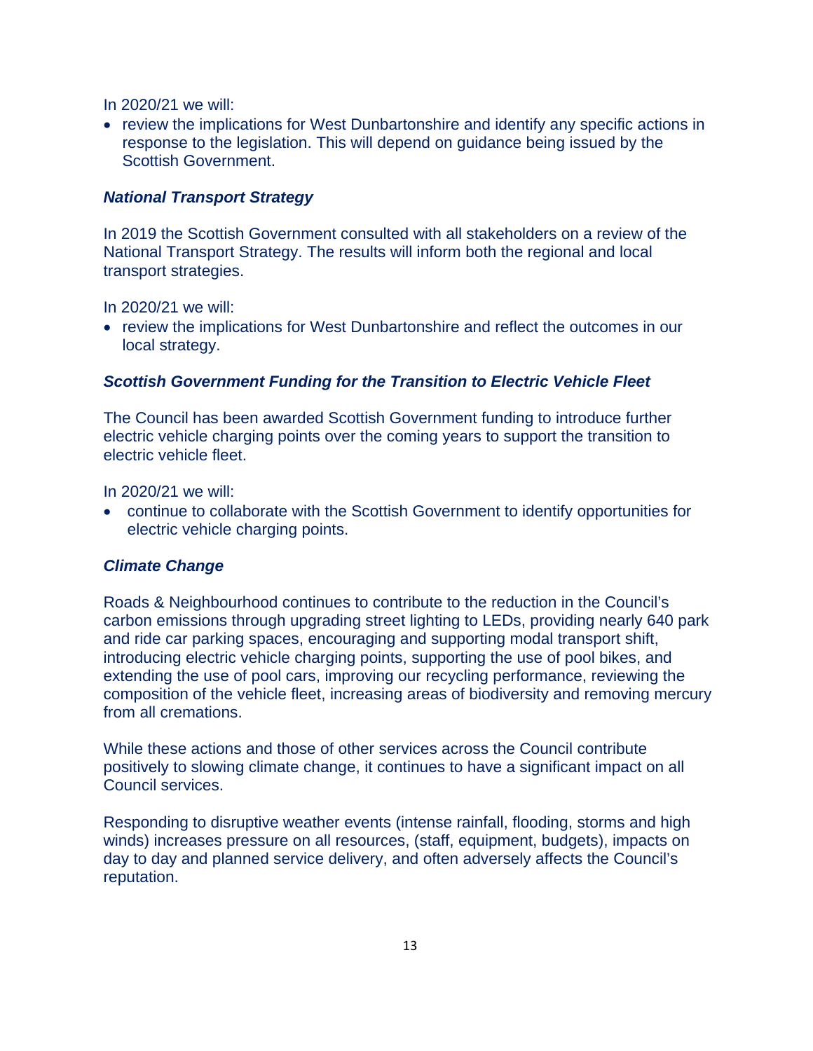In 2020/21 we will:

- review the implications for West Dunbartonshire and identify any specific actions in response to the legislation. This will depend on guidance being issued by the Scottish Government.

### *National Transport Strategy*

In 2019 the Scottish Government consulted with all stakeholders on a review of the National Transport Strategy. The results will inform both the regional and local transport strategies.

In 2020/21 we will:

- review the implications for West Dunbartonshire and reflect the outcomes in our local strategy.

### *Scottish Government Funding for the Transition to Electric Vehicle Fleet*

The Council has been awarded Scottish Government funding to introduce further electric vehicle charging points over the coming years to support the transition to electric vehicle fleet.

In 2020/21 we will:

- continue to collaborate with the Scottish Government to identify opportunities for electric vehicle charging points.

### *Climate Change*

Roads & Neighbourhood continues to contribute to the reduction in the Council's carbon emissions through upgrading street lighting to LEDs, providing nearly 640 park and ride car parking spaces, encouraging and supporting modal transport shift, introducing electric vehicle charging points, supporting the use of pool bikes, and extending the use of pool cars, improving our recycling performance, reviewing the composition of the vehicle fleet, increasing areas of biodiversity and removing mercury from all cremations.

While these actions and those of other services across the Council contribute positively to slowing climate change, it continues to have a significant impact on all Council services.

Responding to disruptive weather events (intense rainfall, flooding, storms and high winds) increases pressure on all resources, (staff, equipment, budgets), impacts on day to day and planned service delivery, and often adversely affects the Council's reputation.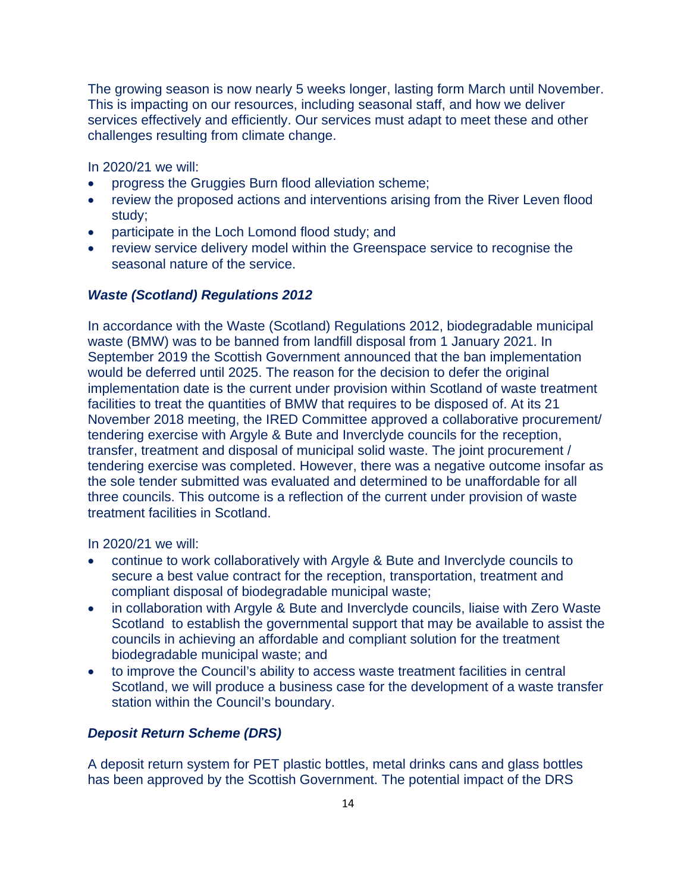The growing season is now nearly 5 weeks longer, lasting form March until November. This is impacting on our resources, including seasonal staff, and how we deliver services effectively and efficiently. Our services must adapt to meet these and other challenges resulting from climate change.

In 2020/21 we will:

- progress the Gruggies Burn flood alleviation scheme;
- review the proposed actions and interventions arising from the River Leven flood study;
- participate in the Loch Lomond flood study; and
- review service delivery model within the Greenspace service to recognise the seasonal nature of the service.

### *Waste (Scotland) Regulations 2012*

In accordance with the Waste (Scotland) Regulations 2012, biodegradable municipal waste (BMW) was to be banned from landfill disposal from 1 January 2021. In September 2019 the Scottish Government announced that the ban implementation would be deferred until 2025. The reason for the decision to defer the original implementation date is the current under provision within Scotland of waste treatment facilities to treat the quantities of BMW that requires to be disposed of. At its 21 November 2018 meeting, the IRED Committee approved a collaborative procurement/ tendering exercise with Argyle & Bute and Inverclyde councils for the reception, transfer, treatment and disposal of municipal solid waste. The joint procurement / tendering exercise was completed. However, there was a negative outcome insofar as the sole tender submitted was evaluated and determined to be unaffordable for all three councils. This outcome is a reflection of the current under provision of waste treatment facilities in Scotland.

In 2020/21 we will:

- continue to work collaboratively with Argyle & Bute and Inverclyde councils to secure a best value contract for the reception, transportation, treatment and compliant disposal of biodegradable municipal waste;
- in collaboration with Argyle & Bute and Inverclyde councils, liaise with Zero Waste Scotland to establish the governmental support that may be available to assist the councils in achieving an affordable and compliant solution for the treatment biodegradable municipal waste; and
- to improve the Council's ability to access waste treatment facilities in central Scotland, we will produce a business case for the development of a waste transfer station within the Council's boundary.

### *Deposit Return Scheme (DRS)*

A deposit return system for PET plastic bottles, metal drinks cans and glass bottles has been approved by the Scottish Government. The potential impact of the DRS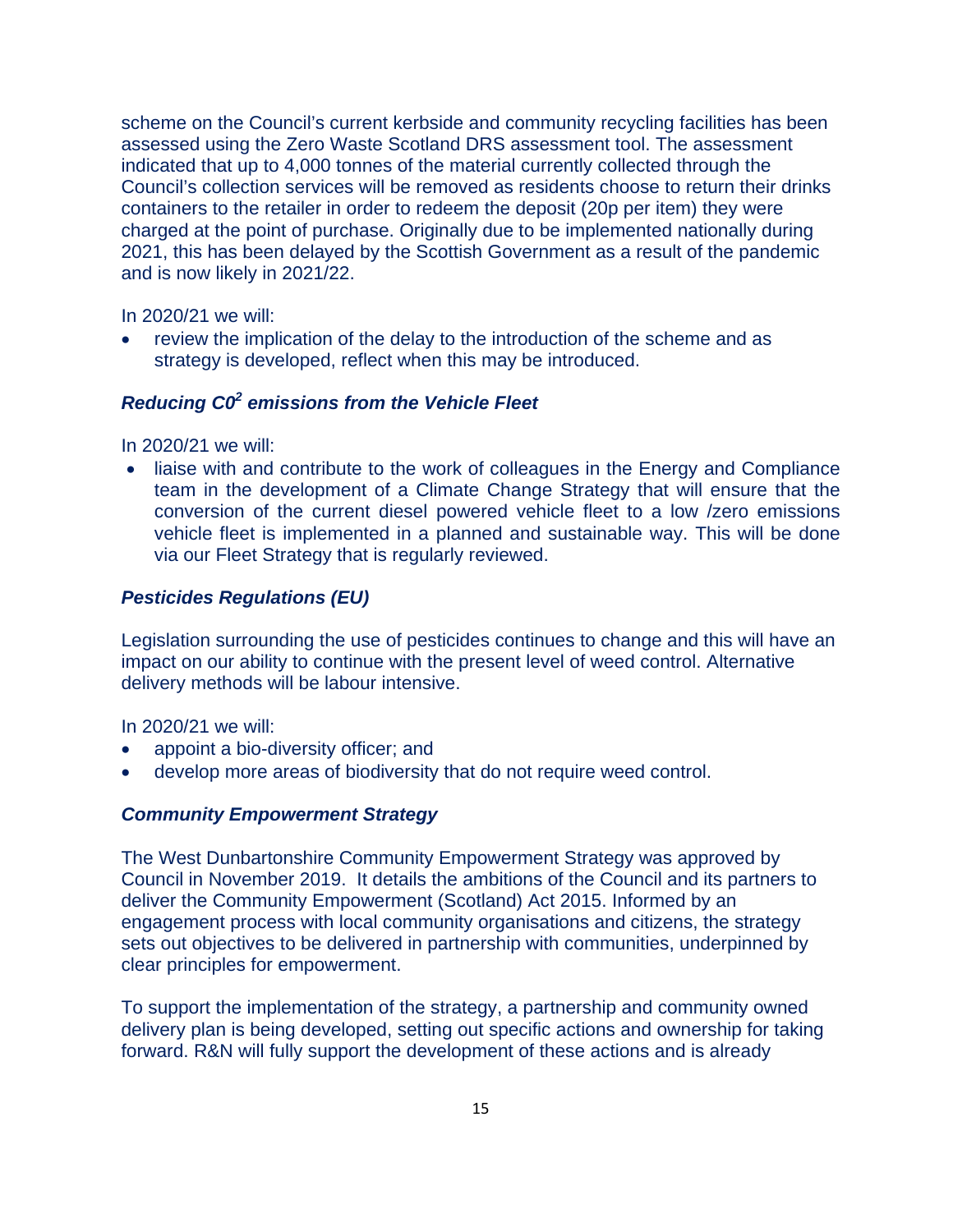scheme on the Council's current kerbside and community recycling facilities has been assessed using the Zero Waste Scotland DRS assessment tool. The assessment indicated that up to 4,000 tonnes of the material currently collected through the Council's collection services will be removed as residents choose to return their drinks containers to the retailer in order to redeem the deposit (20p per item) they were charged at the point of purchase. Originally due to be implemented nationally during 2021, this has been delayed by the Scottish Government as a result of the pandemic and is now likely in 2021/22.

In 2020/21 we will:

- review the implication of the delay to the introduction of the scheme and as strategy is developed, reflect when this may be introduced.

### *Reducing $C0^2$ emissions from the Vehicle Fleet*

In 2020/21 we will:

- liaise with and contribute to the work of colleagues in the Energy and Compliance team in the development of a Climate Change Strategy that will ensure that the conversion of the current diesel powered vehicle fleet to a low /zero emissions vehicle fleet is implemented in a planned and sustainable way. This will be done via our Fleet Strategy that is regularly reviewed.

### *Pesticides Regulations (EU)*

Legislation surrounding the use of pesticides continues to change and this will have an impact on our ability to continue with the present level of weed control. Alternative delivery methods will be labour intensive.

In 2020/21 we will:

- appoint a bio-diversity officer; and
- develop more areas of biodiversity that do not require weed control.

### *Community Empowerment Strategy*

The West Dunbartonshire Community Empowerment Strategy was approved by Council in November 2019. It details the ambitions of the Council and its partners to deliver the Community Empowerment (Scotland) Act 2015. Informed by an engagement process with local community organisations and citizens, the strategy sets out objectives to be delivered in partnership with communities, underpinned by clear principles for empowerment.

To support the implementation of the strategy, a partnership and community owned delivery plan is being developed, setting out specific actions and ownership for taking forward. R&N will fully support the development of these actions and is already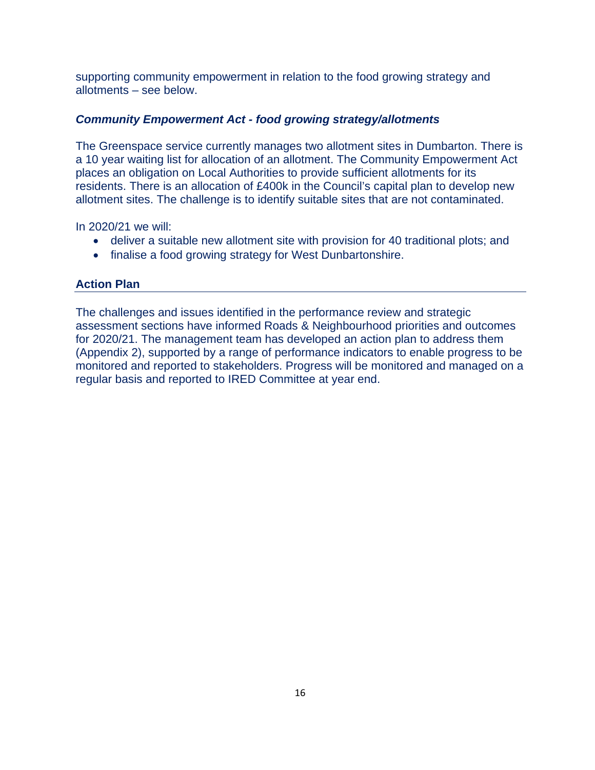supporting community empowerment in relation to the food growing strategy and allotments – see below.

### *Community Empowerment Act - food growing strategy/allotments*

The Greenspace service currently manages two allotment sites in Dumbarton. There is a 10 year waiting list for allocation of an allotment. The Community Empowerment Act places an obligation on Local Authorities to provide sufficient allotments for its residents. There is an allocation of £400k in the Council's capital plan to develop new allotment sites. The challenge is to identify suitable sites that are not contaminated.

In 2020/21 we will:

- deliver a suitable new allotment site with provision for 40 traditional plots; and
- finalise a food growing strategy for West Dunbartonshire.

## Action Plan

The challenges and issues identified in the performance review and strategic assessment sections have informed Roads & Neighbourhood priorities and outcomes for 2020/21. The management team has developed an action plan to address them (Appendix 2), supported by a range of performance indicators to enable progress to be monitored and reported to stakeholders. Progress will be monitored and managed on a regular basis and reported to IRED Committee at year end.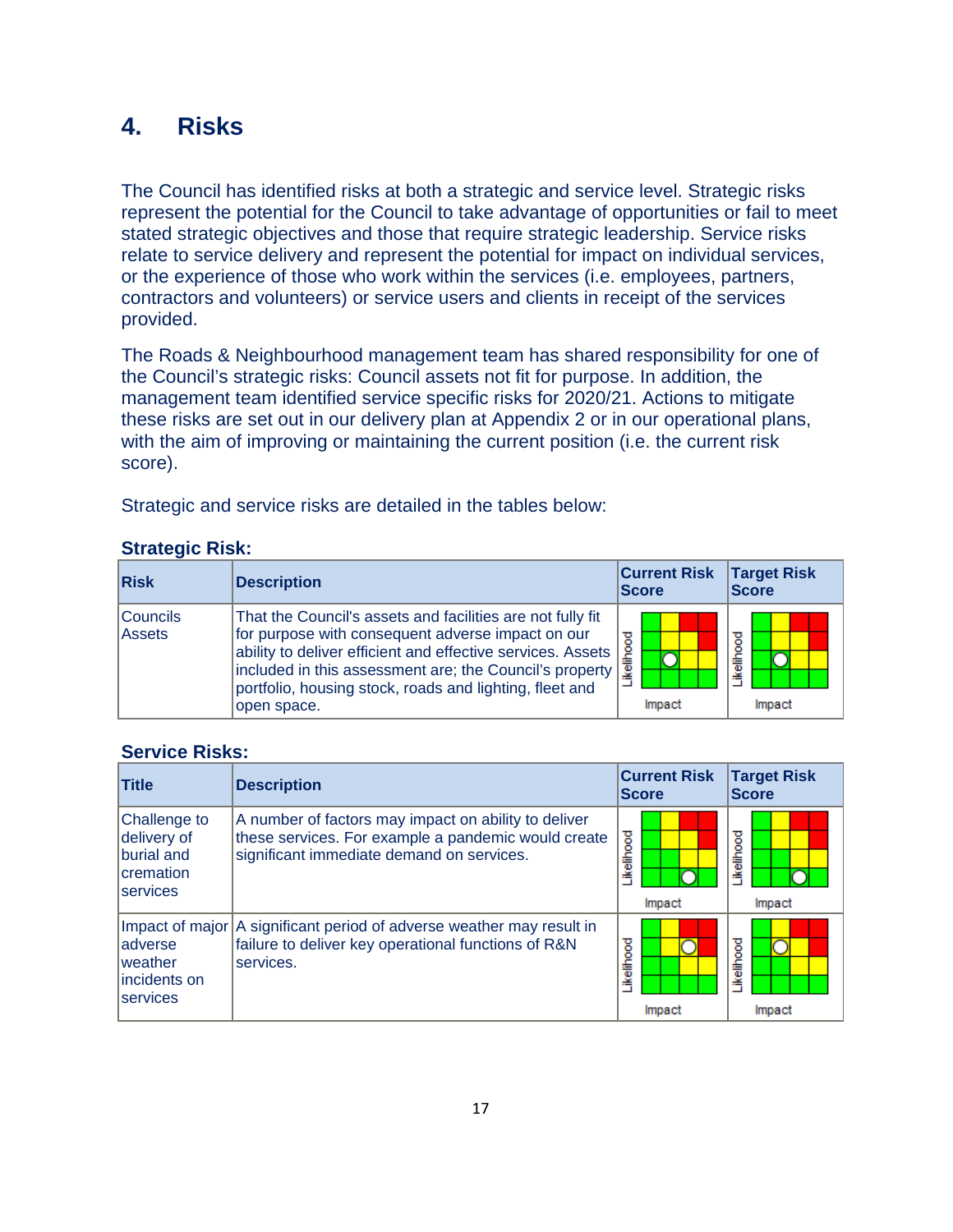# 4. Risks

The Council has identified risks at both a strategic and service level. Strategic risks represent the potential for the Council to take advantage of opportunities or fail to meet stated strategic objectives and those that require strategic leadership. Service risks relate to service delivery and represent the potential for impact on individual services, or the experience of those who work within the services (i.e. employees, partners, contractors and volunteers) or service users and clients in receipt of the services provided.

The Roads & Neighbourhood management team has shared responsibility for one of the Council's strategic risks: Council assets not fit for purpose. In addition, the management team identified service specific risks for 2020/21. Actions to mitigate these risks are set out in our delivery plan at Appendix 2 or in our operational plans, with the aim of improving or maintaining the current position (i.e. the current risk score).

Strategic and service risks are detailed in the tables below:

### Strategic Risk:

| Risk | Description | Current Risk Score | Target Risk Score |
|---|---|---|---|
| Councils Assets | That the Council's assets and facilities are not fully fit for purpose with consequent adverse impact on our ability to deliver efficient and effective services. Assets included in this assessment are; the Council's property portfolio, housing stock, roads and lighting, fleet and open space. | Likelihood / Impact | Likelihood / Impact |

### Service Risks:

| Title | Description | Current Risk Score | Target Risk Score |
|---|---|---|---|
| Challenge to delivery of burial and cremation services | A number of factors may impact on ability to deliver these services. For example a pandemic would create significant immediate demand on services. | Likelihood / Impact | Likelihood / Impact |
| Impact of major adverse weather incidents on services | A significant period of adverse weather may result in failure to deliver key operational functions of R&N services. | Likelihood / Impact | Likelihood / Impact |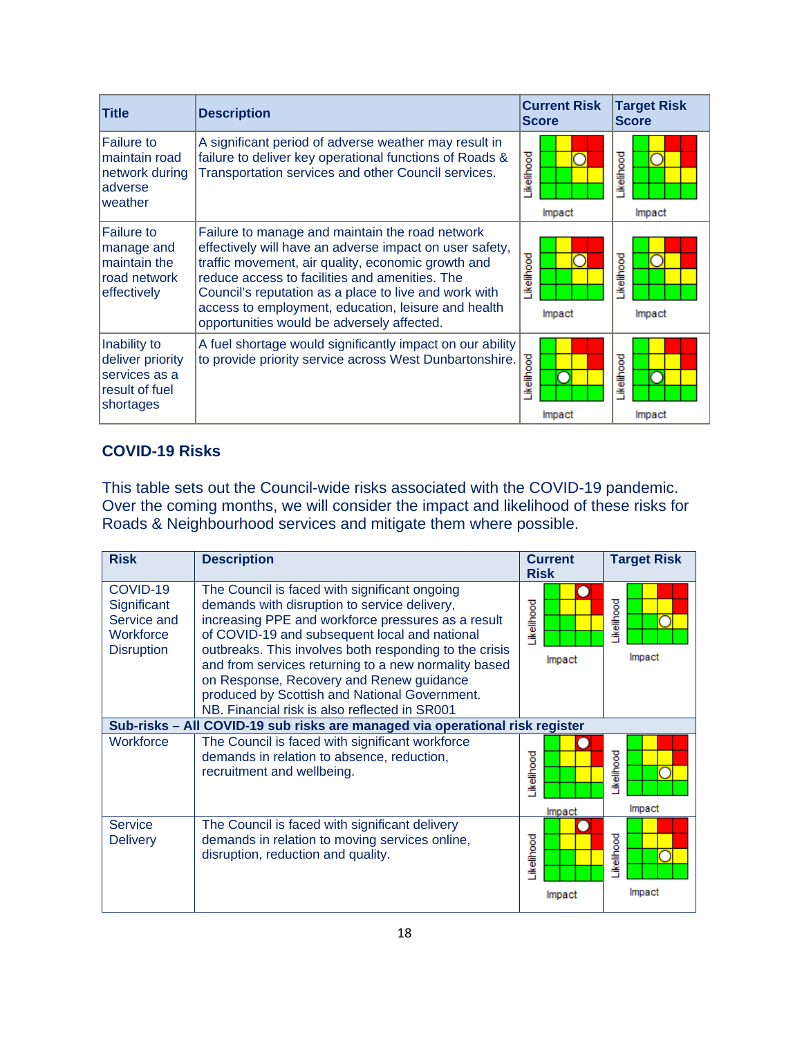| Title | Description | Current Risk Score | Target Risk Score |
| --- | --- | --- | --- |
| Failure to maintain road network during adverse weather | A significant period of adverse weather may result in failure to deliver key operational functions of Roads & Transportation services and other Council services. | Likelihood / Impact | Likelihood / Impact |
| Failure to manage and maintain the road network effectively | Failure to manage and maintain the road network effectively will have an adverse impact on user safety, traffic movement, air quality, economic growth and reduce access to facilities and amenities. The Council's reputation as a place to live and work with access to employment, education, leisure and health opportunities would be adversely affected. | Likelihood / Impact | Likelihood / Impact |
| Inability to deliver priority services as a result of fuel shortages | A fuel shortage would significantly impact on our ability to provide priority service across West Dunbartonshire. | Likelihood / Impact | Likelihood / Impact |

### COVID-19 Risks

This table sets out the Council-wide risks associated with the COVID-19 pandemic. Over the coming months, we will consider the impact and likelihood of these risks for Roads & Neighbourhood services and mitigate them where possible.

| Risk | Description | Current Risk | Target Risk |
| --- | --- | --- | --- |
| COVID-19 Significant Service and Workforce Disruption | The Council is faced with significant ongoing demands with disruption to service delivery, increasing PPE and workforce pressures as a result of COVID-19 and subsequent local and national outbreaks. This involves both responding to the crisis and from services returning to a new normality based on Response, Recovery and Renew guidance produced by Scottish and National Government. NB. Financial risk is also reflected in SR001 | Likelihood / Impact | Likelihood / Impact |
| **Sub-risks – All COVID-19 sub risks are managed via operational risk register** | | | |
| Workforce | The Council is faced with significant workforce demands in relation to absence, reduction, recruitment and wellbeing. | Likelihood / Impact | Likelihood / Impact |
| Service Delivery | The Council is faced with significant delivery demands in relation to moving services online, disruption, reduction and quality. | Likelihood / Impact | Likelihood / Impact |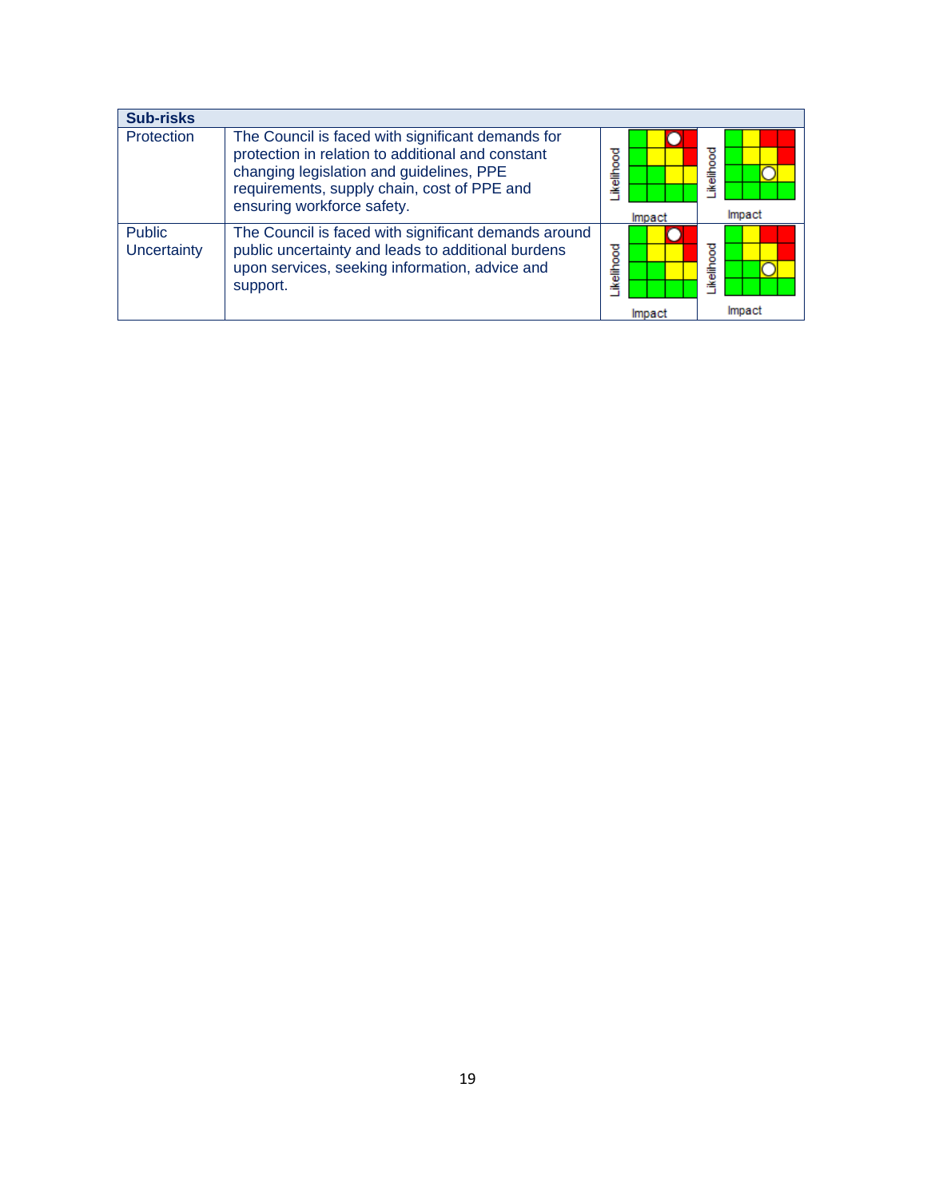| Sub-risks | | | |
|---|---|---|---|
| Protection | The Council is faced with significant demands for protection in relation to additional and constant changing legislation and guidelines, PPE requirements, supply chain, cost of PPE and ensuring workforce safety. | Likelihood / Impact | Likelihood / Impact |
| Public Uncertainty | The Council is faced with significant demands around public uncertainty and leads to additional burdens upon services, seeking information, advice and support. | Likelihood / Impact | Likelihood / Impact |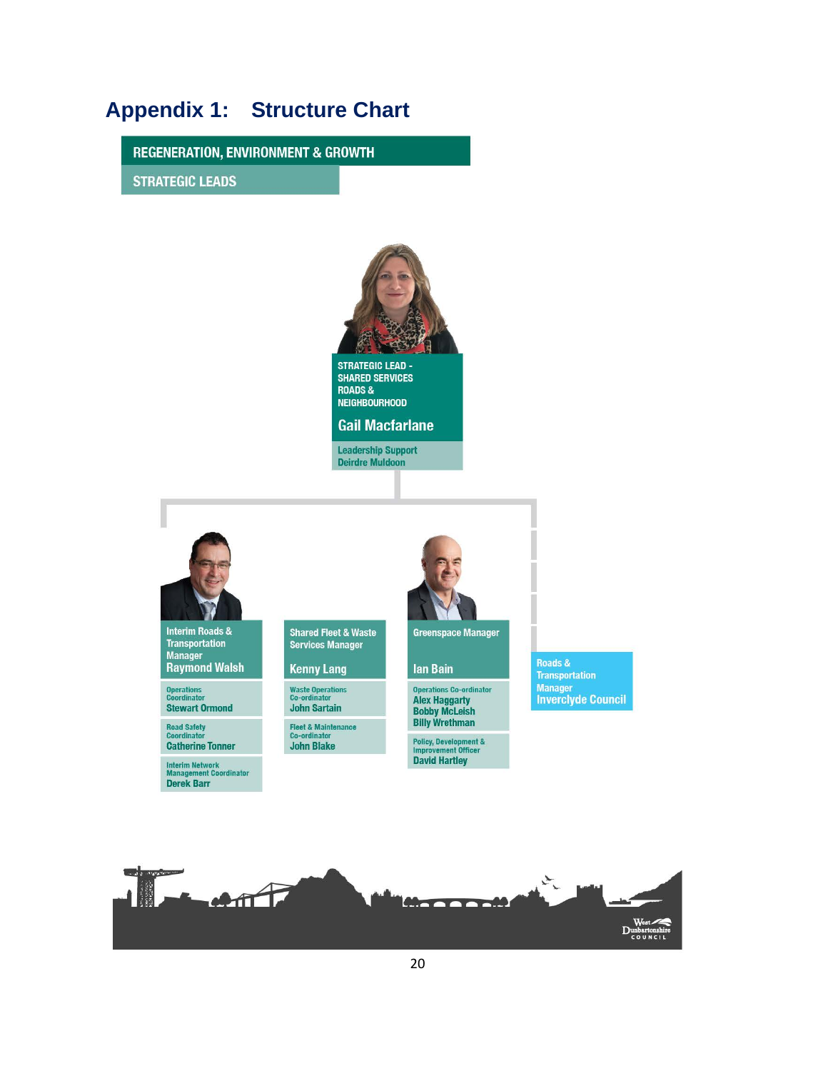## Appendix 1: Structure Chart

**REGENERATION, ENVIRONMENT & GROWTH**

**STRATEGIC LEADS**

**STRATEGIC LEAD - SHARED SERVICES ROADS & NEIGHBOURHOOD**
**Gail Macfarlane**

Leadership Support
Deirdre Muldoon

**Interim Roads & Transportation Manager**
**Raymond Walsh**

- Operations Coordinator – Stewart Ormond
- Road Safety Coordinator – Catherine Tonner
- Interim Network Management Coordinator – Derek Barr

**Shared Fleet & Waste Services Manager**
**Kenny Lang**

- Waste Operations Co-ordinator – John Sartain
- Fleet & Maintenance Co-ordinator – John Blake

**Greenspace Manager**
**Ian Bain**

- Operations Co-ordinator – Alex Haggarty, Bobby McLeish, Billy Wrethman
- Policy, Development & Improvement Officer – David Hartley

**Roads & Transportation Manager**
**Inverclyde Council**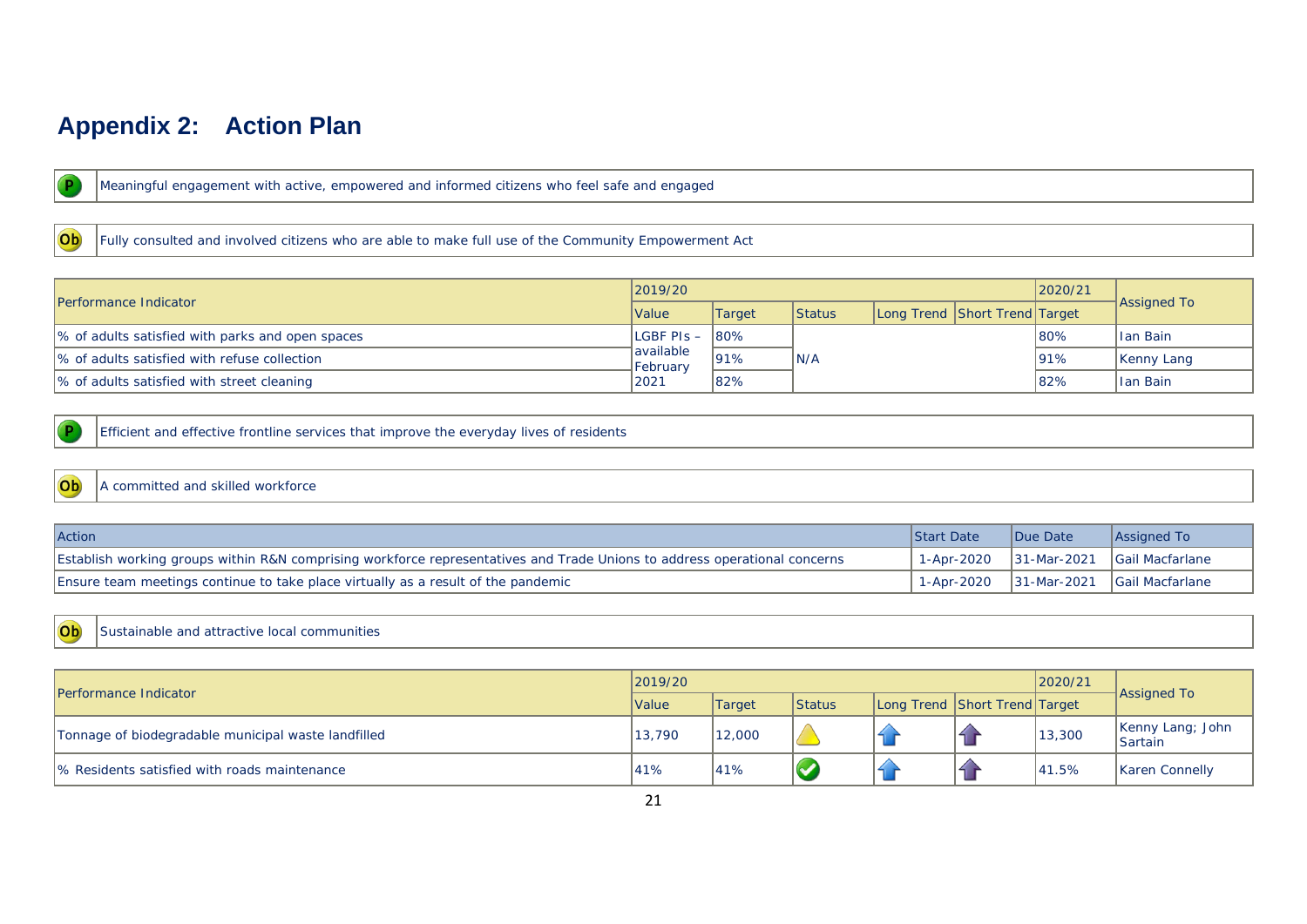## Appendix 2: Action Plan

**P** Meaningful engagement with active, empowered and informed citizens who feel safe and engaged

**Ob** Fully consulted and involved citizens who are able to make full use of the Community Empowerment Act

| Performance Indicator | 2019/20 | | | | | 2020/21 | Assigned To |
|---|---|---|---|---|---|---|---|
| | Value | Target | Status | Long Trend | Short Trend | Target | |
| % of adults satisfied with parks and open spaces | LGBF PIs – available February 2021 | 80% | N/A | | | 80% | Ian Bain |
| % of adults satisfied with refuse collection | | 91% | | | | 91% | Kenny Lang |
| % of adults satisfied with street cleaning | | 82% | | | | 82% | Ian Bain |

**P** Efficient and effective frontline services that improve the everyday lives of residents

**Ob** A committed and skilled workforce

| Action | Start Date | Due Date | Assigned To |
|---|---|---|---|
| Establish working groups within R&N comprising workforce representatives and Trade Unions to address operational concerns | 1-Apr-2020 | 31-Mar-2021 | Gail Macfarlane |
| Ensure team meetings continue to take place virtually as a result of the pandemic | 1-Apr-2020 | 31-Mar-2021 | Gail Macfarlane |

**Ob** Sustainable and attractive local communities

| Performance Indicator | 2019/20 | | | | | 2020/21 | Assigned To |
|---|---|---|---|---|---|---|---|
| | Value | Target | Status | Long Trend | Short Trend | Target | |
| Tonnage of biodegradable municipal waste landfilled | 13,790 | 12,000 | Warning | Up | Up | 13,300 | Kenny Lang; John Sartain |
| % Residents satisfied with roads maintenance | 41% | 41% | OK | Up | Up | 41.5% | Karen Connelly |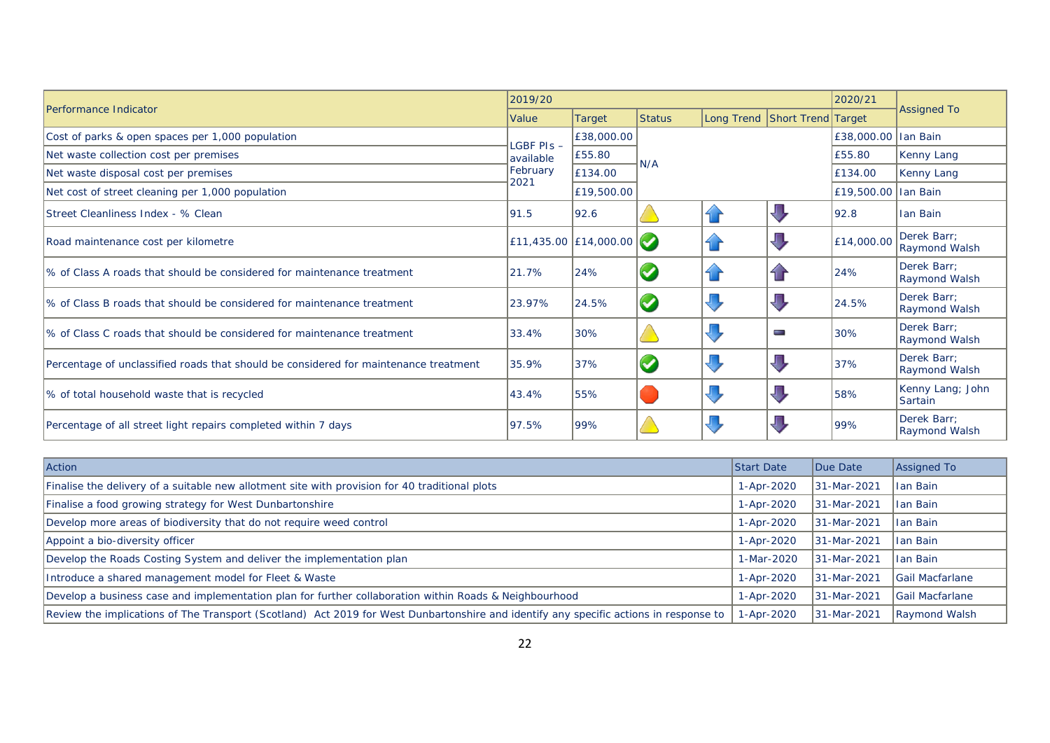| Performance Indicator | 2019/20 | | | | | 2020/21 | Assigned To |
|---|---|---|---|---|---|---|---|
| | Value | Target | Status | Long Trend | Short Trend | Target | |
| Cost of parks & open spaces per 1,000 population | LGBF PIs – available February 2021 | £38,000.00 | N/A | | | £38,000.00 | Ian Bain |
| Net waste collection cost per premises | | £55.80 | | | | £55.80 | Kenny Lang |
| Net waste disposal cost per premises | | £134.00 | | | | £134.00 | Kenny Lang |
| Net cost of street cleaning per 1,000 population | | £19,500.00 | | | | £19,500.00 | Ian Bain |
| Street Cleanliness Index - % Clean | 91.5 | 92.6 | Warning | Improving | Getting worse | 92.8 | Ian Bain |
| Road maintenance cost per kilometre | £11,435.00 | £14,000.00 | OK | Improving | Getting worse | £14,000.00 | Derek Barr; Raymond Walsh |
| % of Class A roads that should be considered for maintenance treatment | 21.7% | 24% | OK | Improving | Improving | 24% | Derek Barr; Raymond Walsh |
| % of Class B roads that should be considered for maintenance treatment | 23.97% | 24.5% | OK | Getting worse | Getting worse | 24.5% | Derek Barr; Raymond Walsh |
| % of Class C roads that should be considered for maintenance treatment | 33.4% | 30% | Warning | Getting worse | No change | 30% | Derek Barr; Raymond Walsh |
| Percentage of unclassified roads that should be considered for maintenance treatment | 35.9% | 37% | OK | Getting worse | Getting worse | 37% | Derek Barr; Raymond Walsh |
| % of total household waste that is recycled | 43.4% | 55% | Alert | Getting worse | Getting worse | 58% | Kenny Lang; John Sartain |
| Percentage of all street light repairs completed within 7 days | 97.5% | 99% | Warning | Getting worse | Getting worse | 99% | Derek Barr; Raymond Walsh |

| Action | Start Date | Due Date | Assigned To |
|---|---|---|---|
| Finalise the delivery of a suitable new allotment site with provision for 40 traditional plots | 1-Apr-2020 | 31-Mar-2021 | Ian Bain |
| Finalise a food growing strategy for West Dunbartonshire | 1-Apr-2020 | 31-Mar-2021 | Ian Bain |
| Develop more areas of biodiversity that do not require weed control | 1-Apr-2020 | 31-Mar-2021 | Ian Bain |
| Appoint a bio-diversity officer | 1-Apr-2020 | 31-Mar-2021 | Ian Bain |
| Develop the Roads Costing System and deliver the implementation plan | 1-Mar-2020 | 31-Mar-2021 | Ian Bain |
| Introduce a shared management model for Fleet & Waste | 1-Apr-2020 | 31-Mar-2021 | Gail Macfarlane |
| Develop a business case and implementation plan for further collaboration within Roads & Neighbourhood | 1-Apr-2020 | 31-Mar-2021 | Gail Macfarlane |
| Review the implications of The Transport (Scotland) Act 2019 for West Dunbartonshire and identify any specific actions in response to | 1-Apr-2020 | 31-Mar-2021 | Raymond Walsh |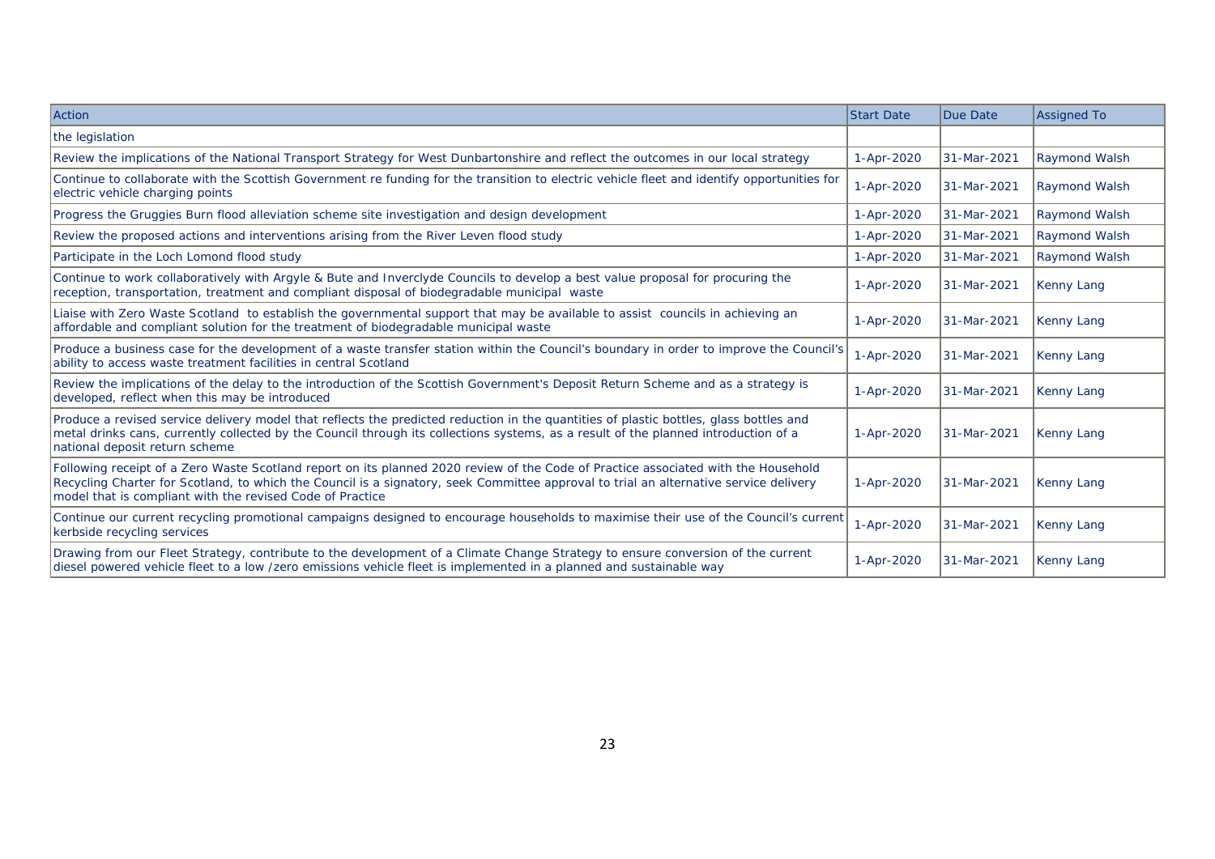| Action | Start Date | Due Date | Assigned To |
| --- | --- | --- | --- |
| the legislation | | | |
| Review the implications of the National Transport Strategy for West Dunbartonshire and reflect the outcomes in our local strategy | 1-Apr-2020 | 31-Mar-2021 | Raymond Walsh |
| Continue to collaborate with the Scottish Government re funding for the transition to electric vehicle fleet and identify opportunities for electric vehicle charging points | 1-Apr-2020 | 31-Mar-2021 | Raymond Walsh |
| Progress the Gruggies Burn flood alleviation scheme site investigation and design development | 1-Apr-2020 | 31-Mar-2021 | Raymond Walsh |
| Review the proposed actions and interventions arising from the River Leven flood study | 1-Apr-2020 | 31-Mar-2021 | Raymond Walsh |
| Participate in the Loch Lomond flood study | 1-Apr-2020 | 31-Mar-2021 | Raymond Walsh |
| Continue to work collaboratively with Argyle & Bute and Inverclyde Councils to develop a best value proposal for procuring the reception, transportation, treatment and compliant disposal of biodegradable municipal waste | 1-Apr-2020 | 31-Mar-2021 | Kenny Lang |
| Liaise with Zero Waste Scotland to establish the governmental support that may be available to assist councils in achieving an affordable and compliant solution for the treatment of biodegradable municipal waste | 1-Apr-2020 | 31-Mar-2021 | Kenny Lang |
| Produce a business case for the development of a waste transfer station within the Council's boundary in order to improve the Council's ability to access waste treatment facilities in central Scotland | 1-Apr-2020 | 31-Mar-2021 | Kenny Lang |
| Review the implications of the delay to the introduction of the Scottish Government's Deposit Return Scheme and as a strategy is developed, reflect when this may be introduced | 1-Apr-2020 | 31-Mar-2021 | Kenny Lang |
| Produce a revised service delivery model that reflects the predicted reduction in the quantities of plastic bottles, glass bottles and metal drinks cans, currently collected by the Council through its collections systems, as a result of the planned introduction of a national deposit return scheme | 1-Apr-2020 | 31-Mar-2021 | Kenny Lang |
| Following receipt of a Zero Waste Scotland report on its planned 2020 review of the Code of Practice associated with the Household Recycling Charter for Scotland, to which the Council is a signatory, seek Committee approval to trial an alternative service delivery model that is compliant with the revised Code of Practice | 1-Apr-2020 | 31-Mar-2021 | Kenny Lang |
| Continue our current recycling promotional campaigns designed to encourage households to maximise their use of the Council's current kerbside recycling services | 1-Apr-2020 | 31-Mar-2021 | Kenny Lang |
| Drawing from our Fleet Strategy, contribute to the development of a Climate Change Strategy to ensure conversion of the current diesel powered vehicle fleet to a low /zero emissions vehicle fleet is implemented in a planned and sustainable way | 1-Apr-2020 | 31-Mar-2021 | Kenny Lang |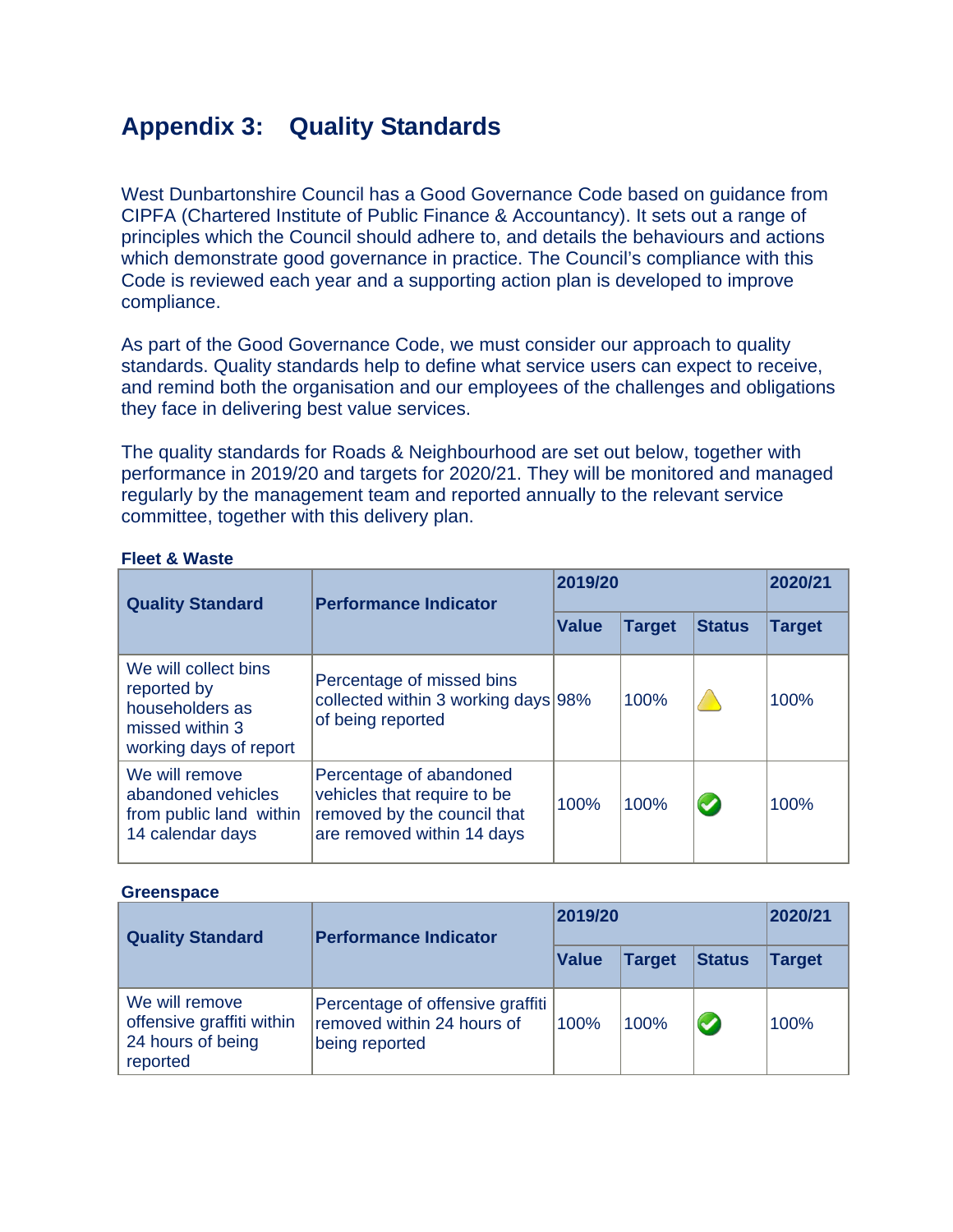# Appendix 3: Quality Standards

West Dunbartonshire Council has a Good Governance Code based on guidance from CIPFA (Chartered Institute of Public Finance & Accountancy). It sets out a range of principles which the Council should adhere to, and details the behaviours and actions which demonstrate good governance in practice. The Council's compliance with this Code is reviewed each year and a supporting action plan is developed to improve compliance.

As part of the Good Governance Code, we must consider our approach to quality standards. Quality standards help to define what service users can expect to receive, and remind both the organisation and our employees of the challenges and obligations they face in delivering best value services.

The quality standards for Roads & Neighbourhood are set out below, together with performance in 2019/20 and targets for 2020/21. They will be monitored and managed regularly by the management team and reported annually to the relevant service committee, together with this delivery plan.

**Fleet & Waste**

| Quality Standard | Performance Indicator | 2019/20 | | | 2020/21 |
|---|---|---|---|---|---|
| | | Value | Target | Status | Target |
| We will collect bins reported by householders as missed within 3 working days of report | Percentage of missed bins collected within 3 working days of being reported | 98% | 100% | ⚠ | 100% |
| We will remove abandoned vehicles from public land within 14 calendar days | Percentage of abandoned vehicles that require to be removed by the council that are removed within 14 days | 100% | 100% | ✔ | 100% |

**Greenspace**

| Quality Standard | Performance Indicator | 2019/20 | | | 2020/21 |
|---|---|---|---|---|---|
| | | Value | Target | Status | Target |
| We will remove offensive graffiti within 24 hours of being reported | Percentage of offensive graffiti removed within 24 hours of being reported | 100% | 100% | ✔ | 100% |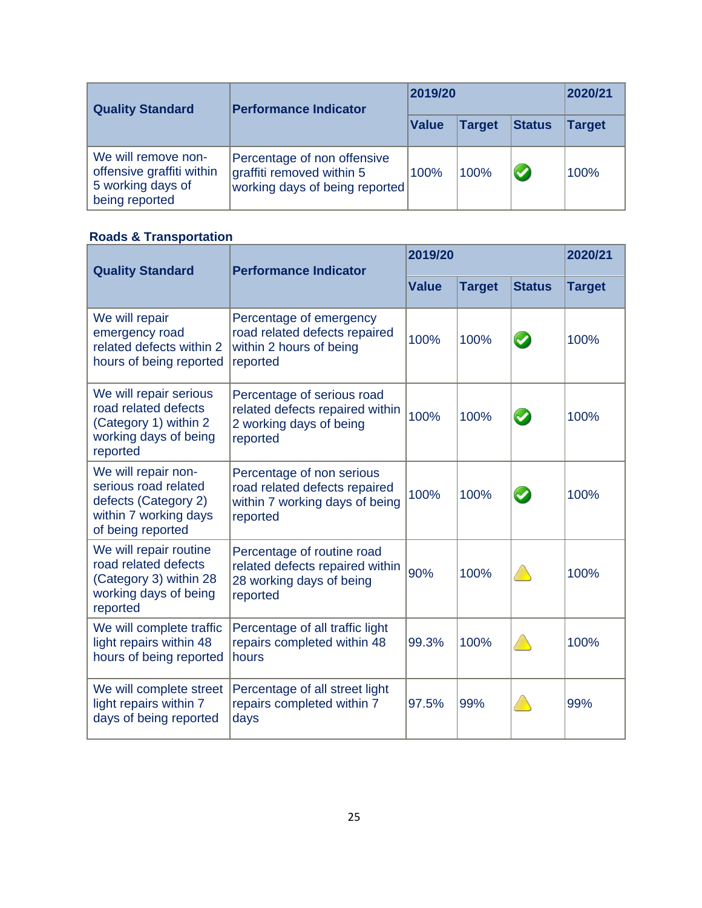| Quality Standard | Performance Indicator | 2019/20 | | | 2020/21 |
|---|---|---|---|---|---|
| | | Value | Target | Status | Target |
| We will remove non-offensive graffiti within 5 working days of being reported | Percentage of non offensive graffiti removed within 5 working days of being reported | 100% | 100% | ✔ | 100% |

### Roads & Transportation

| Quality Standard | Performance Indicator | 2019/20 | | | 2020/21 |
|---|---|---|---|---|---|
| | | Value | Target | Status | Target |
| We will repair emergency road related defects within 2 hours of being reported | Percentage of emergency road related defects repaired within 2 hours of being reported | 100% | 100% | ✔ | 100% |
| We will repair serious road related defects (Category 1) within 2 working days of being reported | Percentage of serious road related defects repaired within 2 working days of being reported | 100% | 100% | ✔ | 100% |
| We will repair non-serious road related defects (Category 2) within 7 working days of being reported | Percentage of non serious road related defects repaired within 7 working days of being reported | 100% | 100% | ✔ | 100% |
| We will repair routine road related defects (Category 3) within 28 working days of being reported | Percentage of routine road related defects repaired within 28 working days of being reported | 90% | 100% | ⚠ | 100% |
| We will complete traffic light repairs within 48 hours of being reported | Percentage of all traffic light repairs completed within 48 hours | 99.3% | 100% | ⚠ | 100% |
| We will complete street light repairs within 7 days of being reported | Percentage of all street light repairs completed within 7 days | 97.5% | 99% | ⚠ | 99% |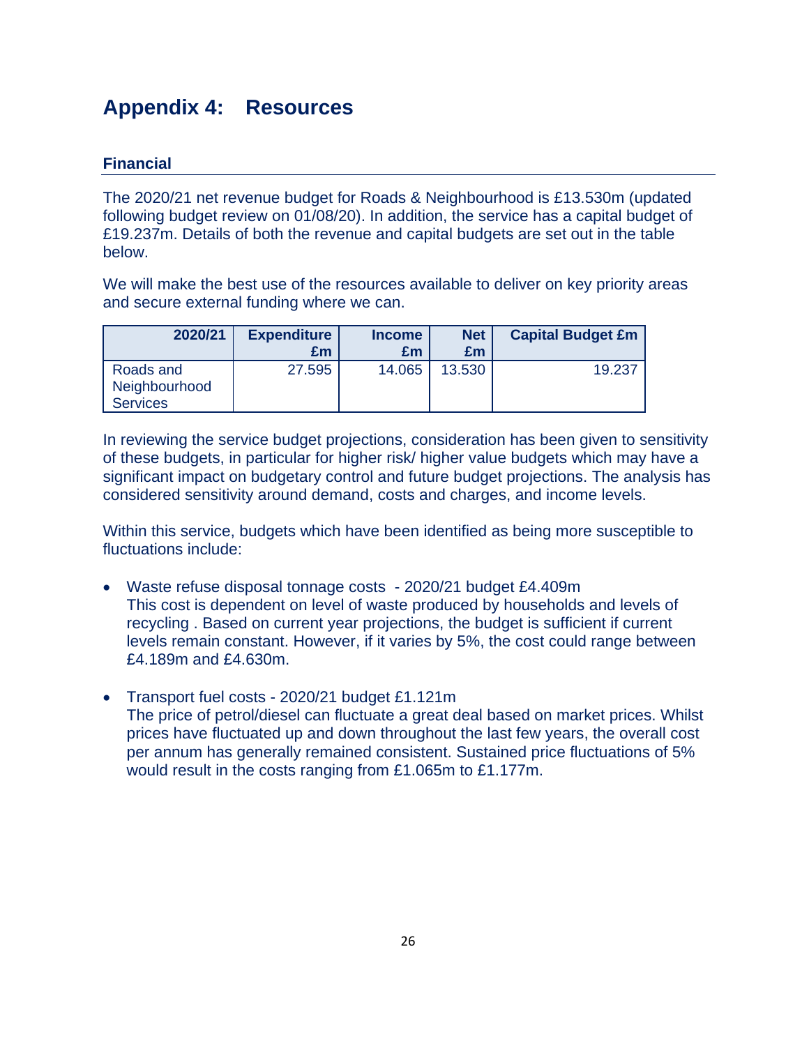# Appendix 4: Resources

## Financial

The 2020/21 net revenue budget for Roads & Neighbourhood is £13.530m (updated following budget review on 01/08/20). In addition, the service has a capital budget of £19.237m. Details of both the revenue and capital budgets are set out in the table below.

We will make the best use of the resources available to deliver on key priority areas and secure external funding where we can.

| 2020/21 | Expenditure £m | Income £m | Net £m | Capital Budget £m |
|---|---|---|---|---|
| Roads and Neighbourhood Services | 27.595 | 14.065 | 13.530 | 19.237 |

In reviewing the service budget projections, consideration has been given to sensitivity of these budgets, in particular for higher risk/ higher value budgets which may have a significant impact on budgetary control and future budget projections. The analysis has considered sensitivity around demand, costs and charges, and income levels.

Within this service, budgets which have been identified as being more susceptible to fluctuations include:

- Waste refuse disposal tonnage costs - 2020/21 budget £4.409m
  This cost is dependent on level of waste produced by households and levels of recycling . Based on current year projections, the budget is sufficient if current levels remain constant. However, if it varies by 5%, the cost could range between £4.189m and £4.630m.

- Transport fuel costs - 2020/21 budget £1.121m
  The price of petrol/diesel can fluctuate a great deal based on market prices. Whilst prices have fluctuated up and down throughout the last few years, the overall cost per annum has generally remained consistent. Sustained price fluctuations of 5% would result in the costs ranging from £1.065m to £1.177m.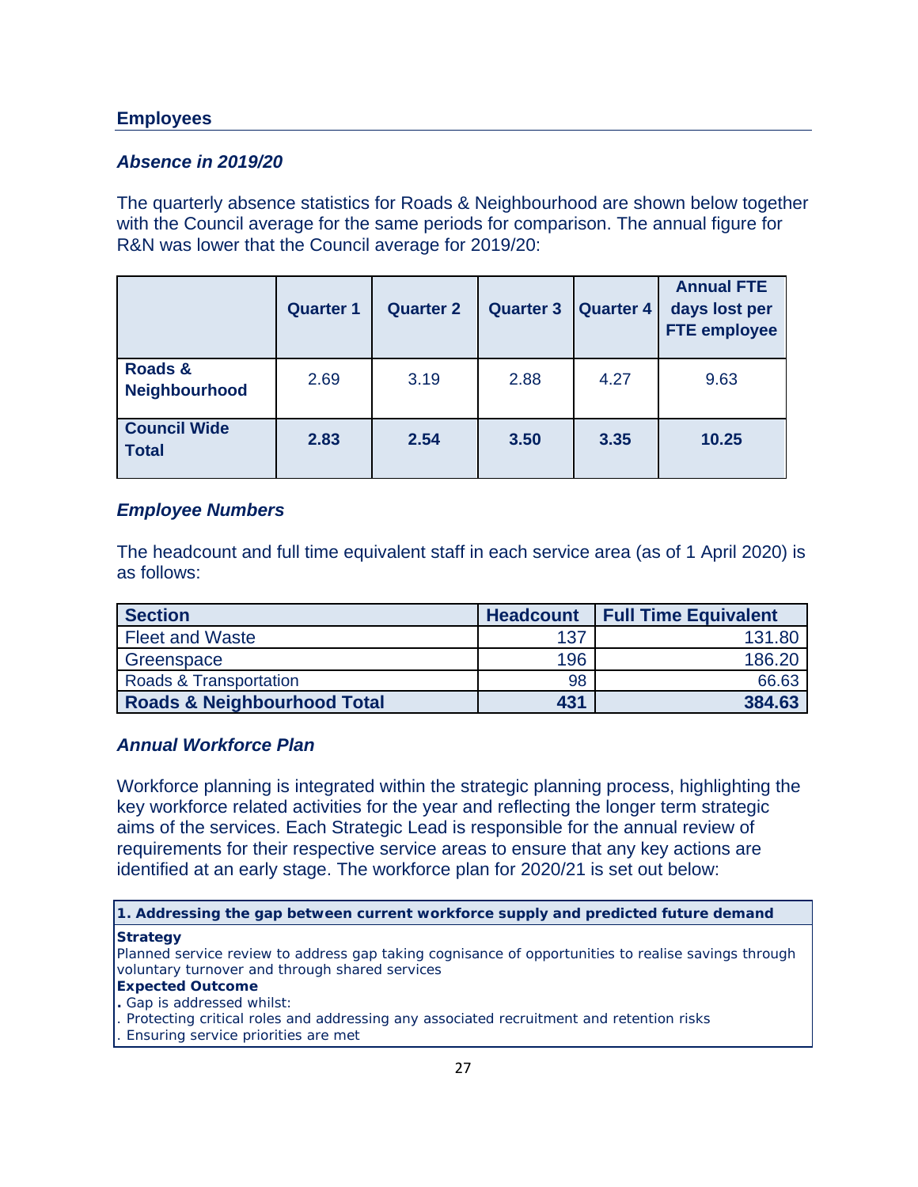## Employees

### *Absence in 2019/20*

The quarterly absence statistics for Roads & Neighbourhood are shown below together with the Council average for the same periods for comparison. The annual figure for R&N was lower that the Council average for 2019/20:

| | Quarter 1 | Quarter 2 | Quarter 3 | Quarter 4 | Annual FTE days lost per FTE employee |
|---|---|---|---|---|---|
| **Roads & Neighbourhood** | 2.69 | 3.19 | 2.88 | 4.27 | 9.63 |
| **Council Wide Total** | **2.83** | **2.54** | **3.50** | **3.35** | **10.25** |

### *Employee Numbers*

The headcount and full time equivalent staff in each service area (as of 1 April 2020) is as follows:

| Section | Headcount | Full Time Equivalent |
|---|---|---|
| Fleet and Waste | 137 | 131.80 |
| Greenspace | 196 | 186.20 |
| Roads & Transportation | 98 | 66.63 |
| **Roads & Neighbourhood Total** | **431** | **384.63** |

### *Annual Workforce Plan*

Workforce planning is integrated within the strategic planning process, highlighting the key workforce related activities for the year and reflecting the longer term strategic aims of the services. Each Strategic Lead is responsible for the annual review of requirements for their respective service areas to ensure that any key actions are identified at an early stage. The workforce plan for 2020/21 is set out below:

| **1. Addressing the gap between current workforce supply and predicted future demand** |
|---|
| **Strategy**<br>Planned service review to address gap taking cognisance of opportunities to realise savings through voluntary turnover and through shared services<br>**Expected Outcome**<br>. Gap is addressed whilst:<br>. Protecting critical roles and addressing any associated recruitment and retention risks<br>. Ensuring service priorities are met |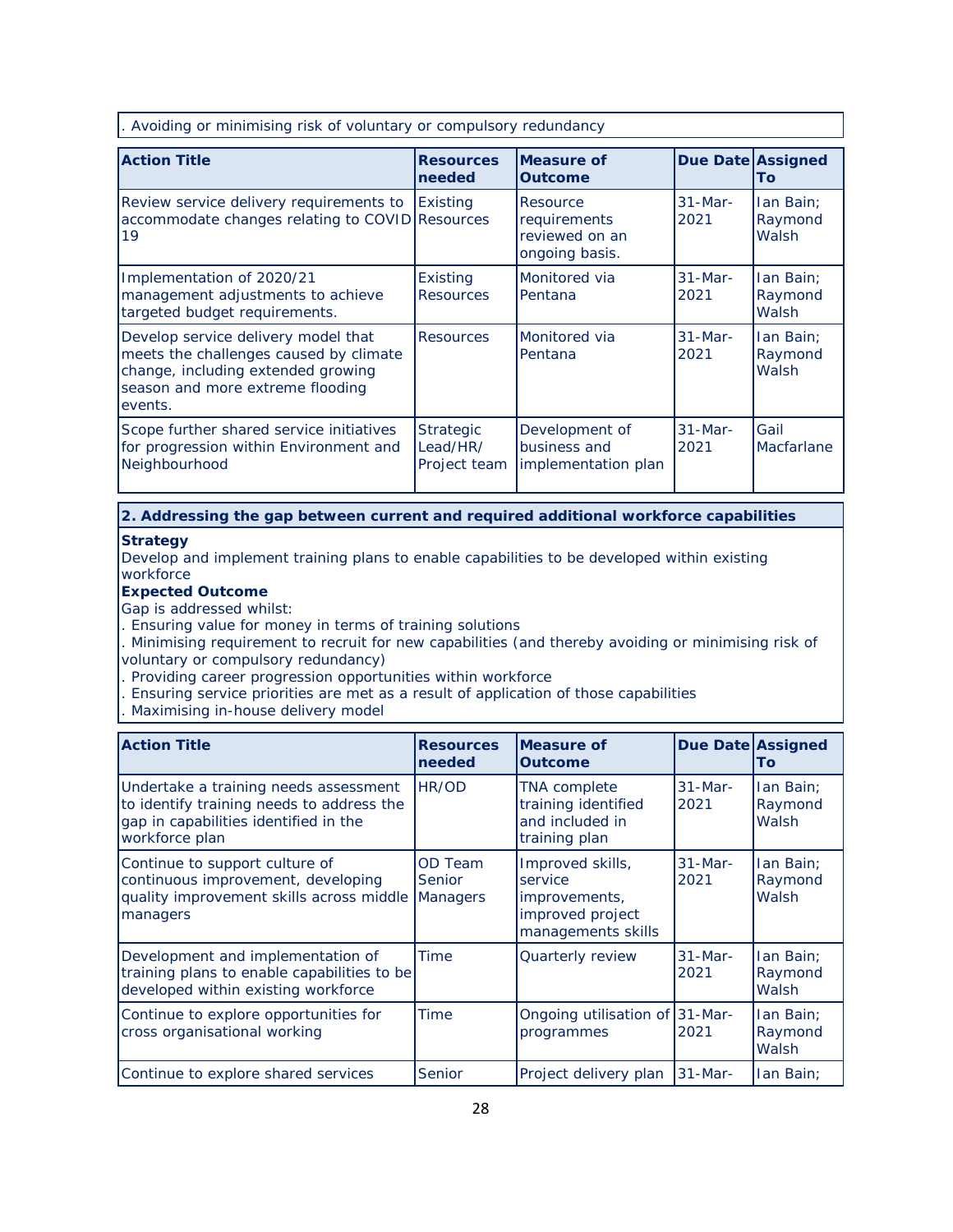. Avoiding or minimising risk of voluntary or compulsory redundancy

| Action Title | Resources needed | Measure of Outcome | Due Date | Assigned To |
|---|---|---|---|---|
| Review service delivery requirements to accommodate changes relating to COVID 19 | Existing Resources | Resource requirements reviewed on an ongoing basis. | 31-Mar-2021 | Ian Bain; Raymond Walsh |
| Implementation of 2020/21 management adjustments to achieve targeted budget requirements. | Existing Resources | Monitored via Pentana | 31-Mar-2021 | Ian Bain; Raymond Walsh |
| Develop service delivery model that meets the challenges caused by climate change, including extended growing season and more extreme flooding events. | Resources | Monitored via Pentana | 31-Mar-2021 | Ian Bain; Raymond Walsh |
| Scope further shared service initiatives for progression within Environment and Neighbourhood | Strategic Lead/HR/ Project team | Development of business and implementation plan | 31-Mar-2021 | Gail Macfarlane |

**2. Addressing the gap between current and required additional workforce capabilities**

**Strategy**
Develop and implement training plans to enable capabilities to be developed within existing workforce

**Expected Outcome**
Gap is addressed whilst:
. Ensuring value for money in terms of training solutions
. Minimising requirement to recruit for new capabilities (and thereby avoiding or minimising risk of voluntary or compulsory redundancy)
. Providing career progression opportunities within workforce
. Ensuring service priorities are met as a result of application of those capabilities
. Maximising in-house delivery model

| Action Title | Resources needed | Measure of Outcome | Due Date | Assigned To |
|---|---|---|---|---|
| Undertake a training needs assessment to identify training needs to address the gap in capabilities identified in the workforce plan | HR/OD | TNA complete training identified and included in training plan | 31-Mar-2021 | Ian Bain; Raymond Walsh |
| Continue to support culture of continuous improvement, developing quality improvement skills across middle managers | OD Team Senior Managers | Improved skills, service improvements, improved project managements skills | 31-Mar-2021 | Ian Bain; Raymond Walsh |
| Development and implementation of training plans to enable capabilities to be developed within existing workforce | Time | Quarterly review | 31-Mar-2021 | Ian Bain; Raymond Walsh |
| Continue to explore opportunities for cross organisational working | Time | Ongoing utilisation of programmes | 31-Mar-2021 | Ian Bain; Raymond Walsh |
| Continue to explore shared services | Senior | Project delivery plan | 31-Mar- | Ian Bain; |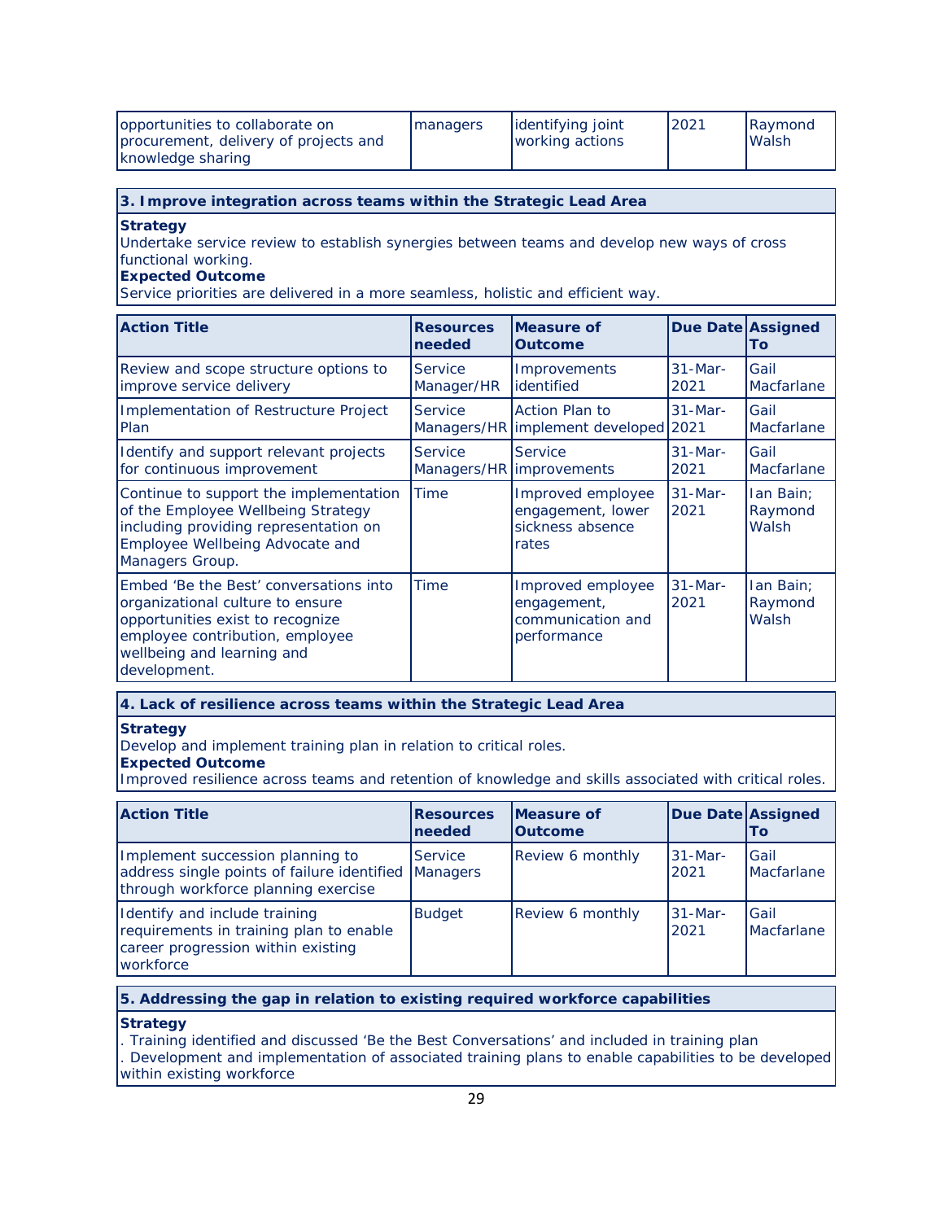| opportunities to collaborate on procurement, delivery of projects and knowledge sharing | managers | identifying joint working actions | 2021 | Raymond Walsh |
|---|---|---|---|---|

**3. Improve integration across teams within the Strategic Lead Area**

**Strategy**
Undertake service review to establish synergies between teams and develop new ways of cross functional working.
**Expected Outcome**
Service priorities are delivered in a more seamless, holistic and efficient way.

| Action Title | Resources needed | Measure of Outcome | Due Date | Assigned To |
|---|---|---|---|---|
| Review and scope structure options to improve service delivery | Service Manager/HR | Improvements identified | 31-Mar-2021 | Gail Macfarlane |
| Implementation of Restructure Project Plan | Service Managers/HR | Action Plan to implement developed | 31-Mar-2021 | Gail Macfarlane |
| Identify and support relevant projects for continuous improvement | Service Managers/HR | Service improvements | 31-Mar-2021 | Gail Macfarlane |
| Continue to support the implementation of the Employee Wellbeing Strategy including providing representation on Employee Wellbeing Advocate and Managers Group. | Time | Improved employee engagement, lower sickness absence rates | 31-Mar-2021 | Ian Bain; Raymond Walsh |
| Embed 'Be the Best' conversations into organizational culture to ensure opportunities exist to recognize employee contribution, employee wellbeing and learning and development. | Time | Improved employee engagement, communication and performance | 31-Mar-2021 | Ian Bain; Raymond Walsh |

**4. Lack of resilience across teams within the Strategic Lead Area**

**Strategy**
Develop and implement training plan in relation to critical roles.
**Expected Outcome**
Improved resilience across teams and retention of knowledge and skills associated with critical roles.

| Action Title | Resources needed | Measure of Outcome | Due Date | Assigned To |
|---|---|---|---|---|
| Implement succession planning to address single points of failure identified through workforce planning exercise | Service Managers | Review 6 monthly | 31-Mar-2021 | Gail Macfarlane |
| Identify and include training requirements in training plan to enable career progression within existing workforce | Budget | Review 6 monthly | 31-Mar-2021 | Gail Macfarlane |

**5. Addressing the gap in relation to existing required workforce capabilities**

**Strategy**
. Training identified and discussed 'Be the Best Conversations' and included in training plan
. Development and implementation of associated training plans to enable capabilities to be developed within existing workforce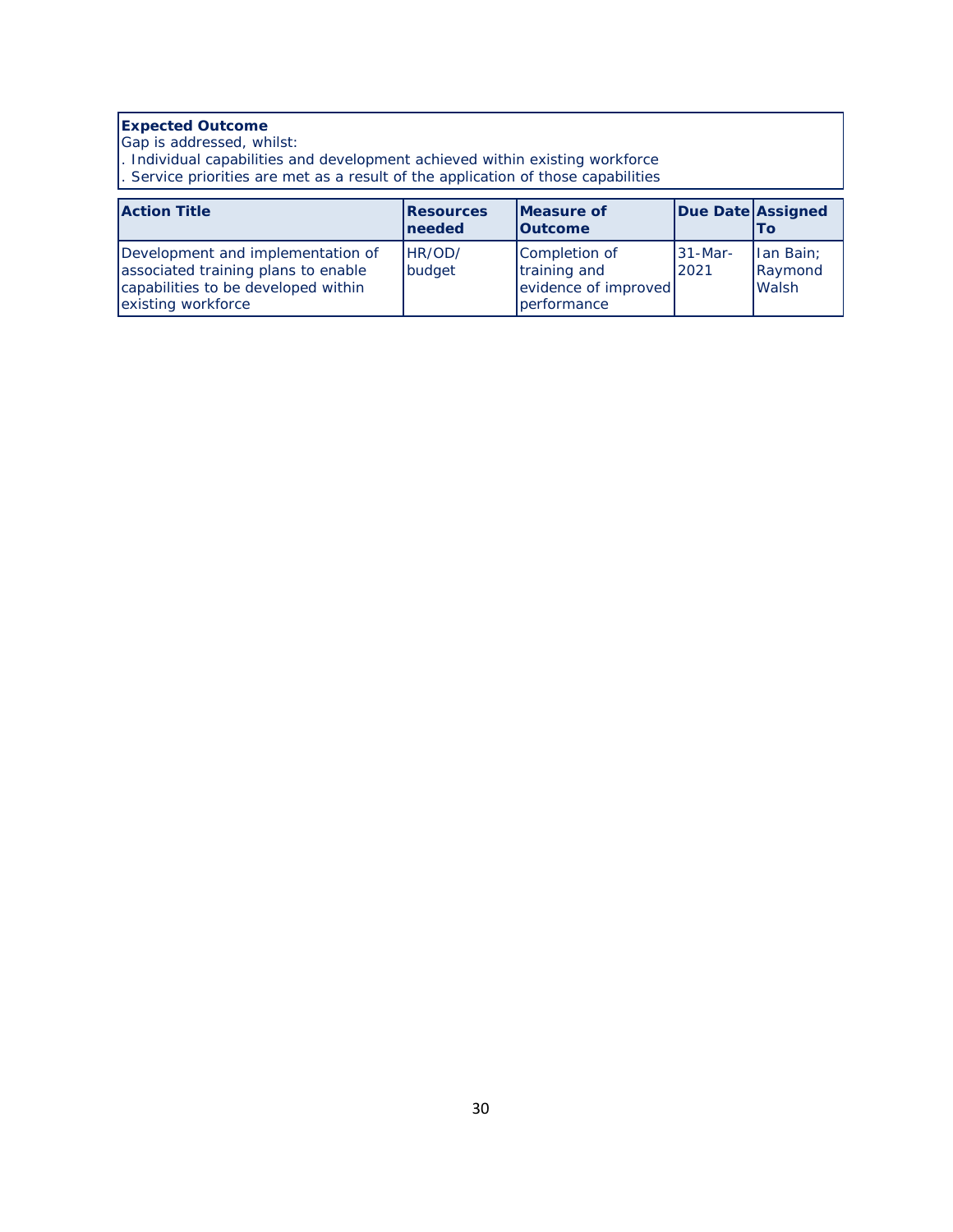**Expected Outcome**

Gap is addressed, whilst:

. Individual capabilities and development achieved within existing workforce

. Service priorities are met as a result of the application of those capabilities

| Action Title | Resources needed | Measure of Outcome | Due Date | Assigned To |
|---|---|---|---|---|
| Development and implementation of associated training plans to enable capabilities to be developed within existing workforce | HR/OD/ budget | Completion of training and evidence of improved performance | 31-Mar-2021 | Ian Bain; Raymond Walsh |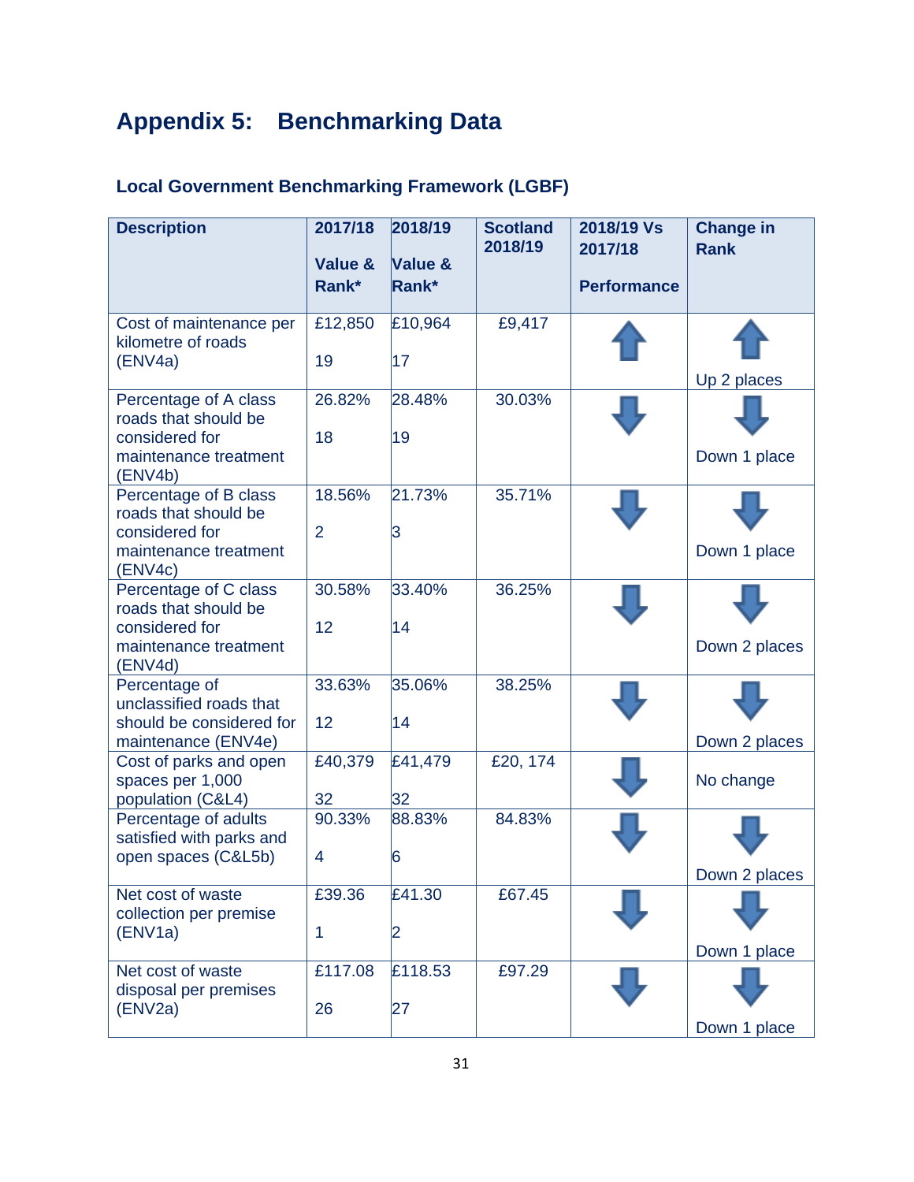# Appendix 5: Benchmarking Data

## Local Government Benchmarking Framework (LGBF)

| Description | 2017/18 Value & Rank* | 2018/19 Value & Rank* | Scotland 2018/19 | 2018/19 Vs 2017/18 Performance | Change in Rank |
|---|---|---|---|---|---|
| Cost of maintenance per kilometre of roads (ENV4a) | £12,850<br>19 | £10,964<br>17 | £9,417 | ⬆ | ⬆ Up 2 places |
| Percentage of A class roads that should be considered for maintenance treatment (ENV4b) | 26.82%<br>18 | 28.48%<br>19 | 30.03% | ⬇ | ⬇ Down 1 place |
| Percentage of B class roads that should be considered for maintenance treatment (ENV4c) | 18.56%<br>2 | 21.73%<br>3 | 35.71% | ⬇ | ⬇ Down 1 place |
| Percentage of C class roads that should be considered for maintenance treatment (ENV4d) | 30.58%<br>12 | 33.40%<br>14 | 36.25% | ⬇ | ⬇ Down 2 places |
| Percentage of unclassified roads that should be considered for maintenance (ENV4e) | 33.63%<br>12 | 35.06%<br>14 | 38.25% | ⬇ | ⬇ Down 2 places |
| Cost of parks and open spaces per 1,000 population (C&L4) | £40,379<br>32 | £41,479<br>32 | £20, 174 | ⬇ | No change |
| Percentage of adults satisfied with parks and open spaces (C&L5b) | 90.33%<br>4 | 88.83%<br>6 | 84.83% | ⬇ | ⬇ Down 2 places |
| Net cost of waste collection per premise (ENV1a) | £39.36<br>1 | £41.30<br>2 | £67.45 | ⬇ | ⬇ Down 1 place |
| Net cost of waste disposal per premises (ENV2a) | £117.08<br>26 | £118.53<br>27 | £97.29 | ⬇ | ⬇ Down 1 place |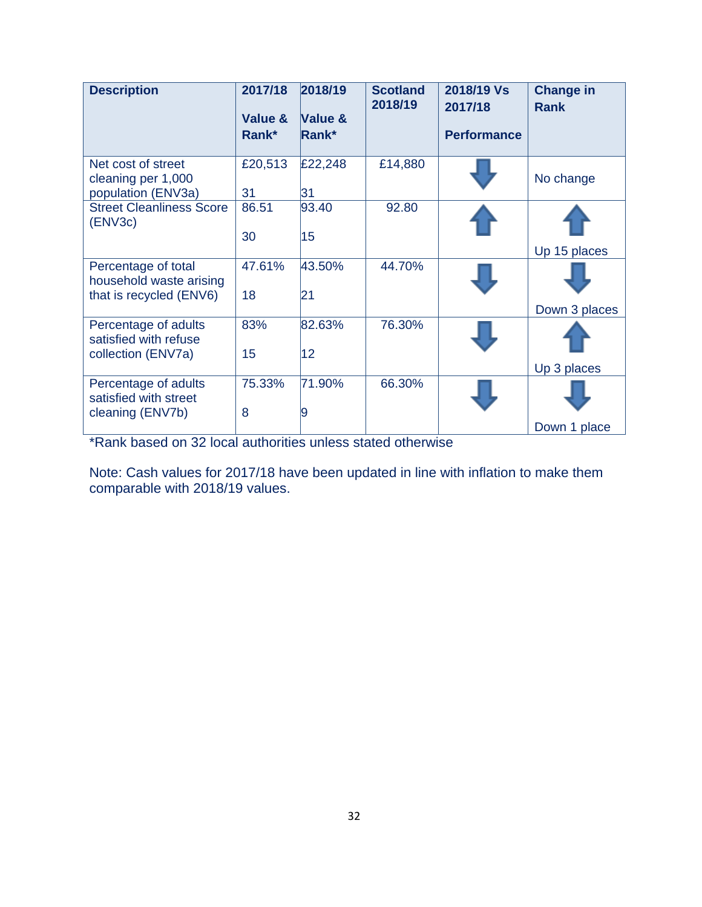| Description | 2017/18 Value & Rank* | 2018/19 Value & Rank* | Scotland 2018/19 | 2018/19 Vs 2017/18 Performance | Change in Rank |
|---|---|---|---|---|---|
| Net cost of street cleaning per 1,000 population (ENV3a) | £20,513<br>31 | £22,248<br>31 | £14,880 | ⬇ | No change |
| Street Cleanliness Score (ENV3c) | 86.51<br>30 | 93.40<br>15 | 92.80 | ⬆ | ⬆ Up 15 places |
| Percentage of total household waste arising that is recycled (ENV6) | 47.61%<br>18 | 43.50%<br>21 | 44.70% | ⬇ | ⬇ Down 3 places |
| Percentage of adults satisfied with refuse collection (ENV7a) | 83%<br>15 | 82.63%<br>12 | 76.30% | ⬇ | ⬆ Up 3 places |
| Percentage of adults satisfied with street cleaning (ENV7b) | 75.33%<br>8 | 71.90%<br>9 | 66.30% | ⬇ | ⬇ Down 1 place |

*Rank based on 32 local authorities unless stated otherwise

Note: Cash values for 2017/18 have been updated in line with inflation to make them comparable with 2018/19 values.